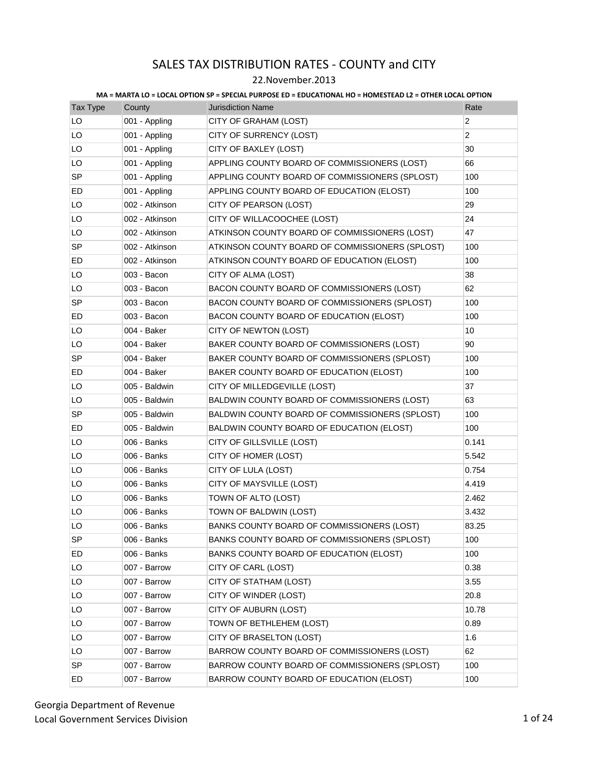# SALES TAX DISTRIBUTION RATES - COUNTY and CITY

22.November.2013

**MA = MARTA LO = LOCAL OPTION SP = SPECIAL PURPOSE ED = EDUCATIONAL HO = HOMESTEAD L2 = OTHER LOCAL OPTION**

| Tax Type | County | Jurisdiction Name | Rate |
|---|---|---|---|
| LO | 001 - Appling | CITY OF GRAHAM (LOST) | 2 |
| LO | 001 - Appling | CITY OF SURRENCY (LOST) | 2 |
| LO | 001 - Appling | CITY OF BAXLEY (LOST) | 30 |
| LO | 001 - Appling | APPLING COUNTY BOARD OF COMMISSIONERS (LOST) | 66 |
| SP | 001 - Appling | APPLING COUNTY BOARD OF COMMISSIONERS (SPLOST) | 100 |
| ED | 001 - Appling | APPLING COUNTY BOARD OF EDUCATION (ELOST) | 100 |
| LO | 002 - Atkinson | CITY OF PEARSON (LOST) | 29 |
| LO | 002 - Atkinson | CITY OF WILLACOOCHEE (LOST) | 24 |
| LO | 002 - Atkinson | ATKINSON COUNTY BOARD OF COMMISSIONERS (LOST) | 47 |
| SP | 002 - Atkinson | ATKINSON COUNTY BOARD OF COMMISSIONERS (SPLOST) | 100 |
| ED | 002 - Atkinson | ATKINSON COUNTY BOARD OF EDUCATION (ELOST) | 100 |
| LO | 003 - Bacon | CITY OF ALMA (LOST) | 38 |
| LO | 003 - Bacon | BACON COUNTY BOARD OF COMMISSIONERS (LOST) | 62 |
| SP | 003 - Bacon | BACON COUNTY BOARD OF COMMISSIONERS (SPLOST) | 100 |
| ED | 003 - Bacon | BACON COUNTY BOARD OF EDUCATION (ELOST) | 100 |
| LO | 004 - Baker | CITY OF NEWTON (LOST) | 10 |
| LO | 004 - Baker | BAKER COUNTY BOARD OF COMMISSIONERS (LOST) | 90 |
| SP | 004 - Baker | BAKER COUNTY BOARD OF COMMISSIONERS (SPLOST) | 100 |
| ED | 004 - Baker | BAKER COUNTY BOARD OF EDUCATION (ELOST) | 100 |
| LO | 005 - Baldwin | CITY OF MILLEDGEVILLE (LOST) | 37 |
| LO | 005 - Baldwin | BALDWIN COUNTY BOARD OF COMMISSIONERS (LOST) | 63 |
| SP | 005 - Baldwin | BALDWIN COUNTY BOARD OF COMMISSIONERS (SPLOST) | 100 |
| ED | 005 - Baldwin | BALDWIN COUNTY BOARD OF EDUCATION (ELOST) | 100 |
| LO | 006 - Banks | CITY OF GILLSVILLE (LOST) | 0.141 |
| LO | 006 - Banks | CITY OF HOMER (LOST) | 5.542 |
| LO | 006 - Banks | CITY OF LULA (LOST) | 0.754 |
| LO | 006 - Banks | CITY OF MAYSVILLE (LOST) | 4.419 |
| LO | 006 - Banks | TOWN OF ALTO (LOST) | 2.462 |
| LO | 006 - Banks | TOWN OF BALDWIN (LOST) | 3.432 |
| LO | 006 - Banks | BANKS COUNTY BOARD OF COMMISSIONERS (LOST) | 83.25 |
| SP | 006 - Banks | BANKS COUNTY BOARD OF COMMISSIONERS (SPLOST) | 100 |
| ED | 006 - Banks | BANKS COUNTY BOARD OF EDUCATION (ELOST) | 100 |
| LO | 007 - Barrow | CITY OF CARL (LOST) | 0.38 |
| LO | 007 - Barrow | CITY OF STATHAM (LOST) | 3.55 |
| LO | 007 - Barrow | CITY OF WINDER (LOST) | 20.8 |
| LO | 007 - Barrow | CITY OF AUBURN (LOST) | 10.78 |
| LO | 007 - Barrow | TOWN OF BETHLEHEM (LOST) | 0.89 |
| LO | 007 - Barrow | CITY OF BRASELTON (LOST) | 1.6 |
| LO | 007 - Barrow | BARROW COUNTY BOARD OF COMMISSIONERS (LOST) | 62 |
| SP | 007 - Barrow | BARROW COUNTY BOARD OF COMMISSIONERS (SPLOST) | 100 |
| ED | 007 - Barrow | BARROW COUNTY BOARD OF EDUCATION (ELOST) | 100 |

Georgia Department of Revenue
Local Government Services Division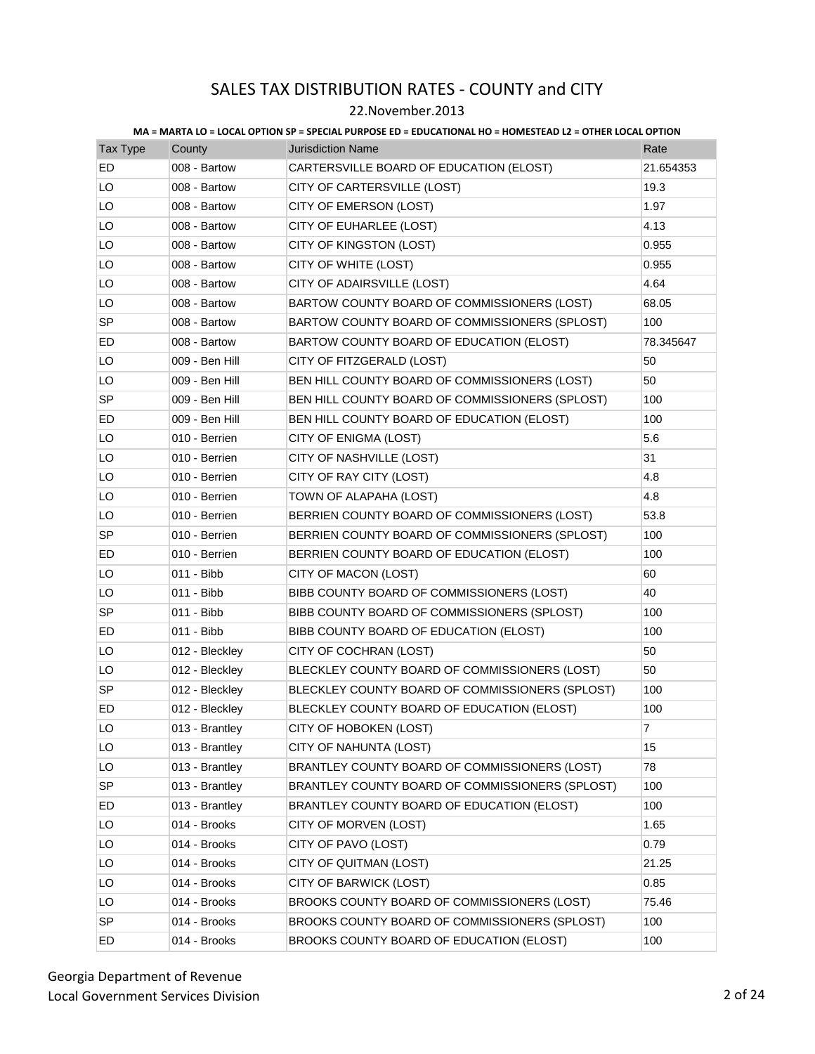# SALES TAX DISTRIBUTION RATES - COUNTY and CITY

22.November.2013

**MA = MARTA LO = LOCAL OPTION SP = SPECIAL PURPOSE ED = EDUCATIONAL HO = HOMESTEAD L2 = OTHER LOCAL OPTION**

| Tax Type | County | Jurisdiction Name | Rate |
|---|---|---|---|
| ED | 008 - Bartow | CARTERSVILLE BOARD OF EDUCATION (ELOST) | 21.654353 |
| LO | 008 - Bartow | CITY OF CARTERSVILLE (LOST) | 19.3 |
| LO | 008 - Bartow | CITY OF EMERSON (LOST) | 1.97 |
| LO | 008 - Bartow | CITY OF EUHARLEE (LOST) | 4.13 |
| LO | 008 - Bartow | CITY OF KINGSTON (LOST) | 0.955 |
| LO | 008 - Bartow | CITY OF WHITE (LOST) | 0.955 |
| LO | 008 - Bartow | CITY OF ADAIRSVILLE (LOST) | 4.64 |
| LO | 008 - Bartow | BARTOW COUNTY BOARD OF COMMISSIONERS (LOST) | 68.05 |
| SP | 008 - Bartow | BARTOW COUNTY BOARD OF COMMISSIONERS (SPLOST) | 100 |
| ED | 008 - Bartow | BARTOW COUNTY BOARD OF EDUCATION (ELOST) | 78.345647 |
| LO | 009 - Ben Hill | CITY OF FITZGERALD (LOST) | 50 |
| LO | 009 - Ben Hill | BEN HILL COUNTY BOARD OF COMMISSIONERS (LOST) | 50 |
| SP | 009 - Ben Hill | BEN HILL COUNTY BOARD OF COMMISSIONERS (SPLOST) | 100 |
| ED | 009 - Ben Hill | BEN HILL COUNTY BOARD OF EDUCATION (ELOST) | 100 |
| LO | 010 - Berrien | CITY OF ENIGMA (LOST) | 5.6 |
| LO | 010 - Berrien | CITY OF NASHVILLE (LOST) | 31 |
| LO | 010 - Berrien | CITY OF RAY CITY (LOST) | 4.8 |
| LO | 010 - Berrien | TOWN OF ALAPAHA (LOST) | 4.8 |
| LO | 010 - Berrien | BERRIEN COUNTY BOARD OF COMMISSIONERS (LOST) | 53.8 |
| SP | 010 - Berrien | BERRIEN COUNTY BOARD OF COMMISSIONERS (SPLOST) | 100 |
| ED | 010 - Berrien | BERRIEN COUNTY BOARD OF EDUCATION (ELOST) | 100 |
| LO | 011 - Bibb | CITY OF MACON (LOST) | 60 |
| LO | 011 - Bibb | BIBB COUNTY BOARD OF COMMISSIONERS (LOST) | 40 |
| SP | 011 - Bibb | BIBB COUNTY BOARD OF COMMISSIONERS (SPLOST) | 100 |
| ED | 011 - Bibb | BIBB COUNTY BOARD OF EDUCATION (ELOST) | 100 |
| LO | 012 - Bleckley | CITY OF COCHRAN (LOST) | 50 |
| LO | 012 - Bleckley | BLECKLEY COUNTY BOARD OF COMMISSIONERS (LOST) | 50 |
| SP | 012 - Bleckley | BLECKLEY COUNTY BOARD OF COMMISSIONERS (SPLOST) | 100 |
| ED | 012 - Bleckley | BLECKLEY COUNTY BOARD OF EDUCATION (ELOST) | 100 |
| LO | 013 - Brantley | CITY OF HOBOKEN (LOST) | 7 |
| LO | 013 - Brantley | CITY OF NAHUNTA (LOST) | 15 |
| LO | 013 - Brantley | BRANTLEY COUNTY BOARD OF COMMISSIONERS (LOST) | 78 |
| SP | 013 - Brantley | BRANTLEY COUNTY BOARD OF COMMISSIONERS (SPLOST) | 100 |
| ED | 013 - Brantley | BRANTLEY COUNTY BOARD OF EDUCATION (ELOST) | 100 |
| LO | 014 - Brooks | CITY OF MORVEN (LOST) | 1.65 |
| LO | 014 - Brooks | CITY OF PAVO (LOST) | 0.79 |
| LO | 014 - Brooks | CITY OF QUITMAN (LOST) | 21.25 |
| LO | 014 - Brooks | CITY OF BARWICK (LOST) | 0.85 |
| LO | 014 - Brooks | BROOKS COUNTY BOARD OF COMMISSIONERS (LOST) | 75.46 |
| SP | 014 - Brooks | BROOKS COUNTY BOARD OF COMMISSIONERS (SPLOST) | 100 |
| ED | 014 - Brooks | BROOKS COUNTY BOARD OF EDUCATION (ELOST) | 100 |

Georgia Department of Revenue
Local Government Services Division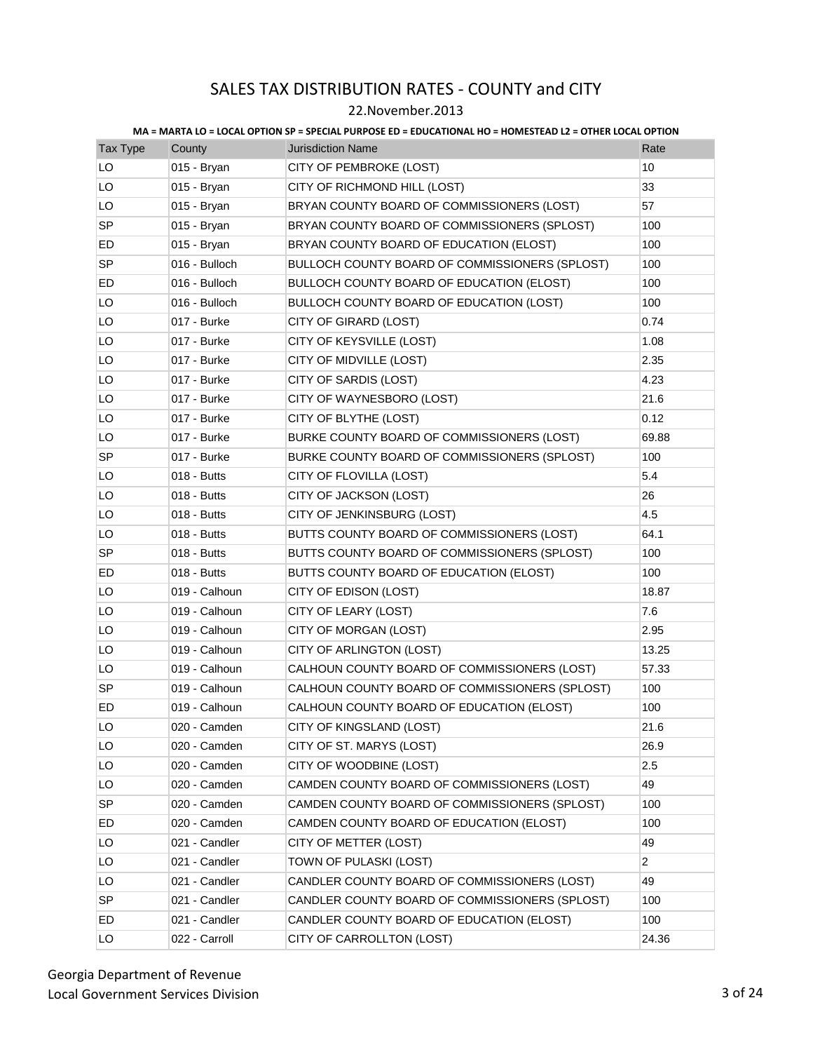# SALES TAX DISTRIBUTION RATES - COUNTY and CITY

22.November.2013

**MA = MARTA LO = LOCAL OPTION SP = SPECIAL PURPOSE ED = EDUCATIONAL HO = HOMESTEAD L2 = OTHER LOCAL OPTION**

| Tax Type | County | Jurisdiction Name | Rate |
|---|---|---|---|
| LO | 015 - Bryan | CITY OF PEMBROKE (LOST) | 10 |
| LO | 015 - Bryan | CITY OF RICHMOND HILL (LOST) | 33 |
| LO | 015 - Bryan | BRYAN COUNTY BOARD OF COMMISSIONERS (LOST) | 57 |
| SP | 015 - Bryan | BRYAN COUNTY BOARD OF COMMISSIONERS (SPLOST) | 100 |
| ED | 015 - Bryan | BRYAN COUNTY BOARD OF EDUCATION (ELOST) | 100 |
| SP | 016 - Bulloch | BULLOCH COUNTY BOARD OF COMMISSIONERS (SPLOST) | 100 |
| ED | 016 - Bulloch | BULLOCH COUNTY BOARD OF EDUCATION (ELOST) | 100 |
| LO | 016 - Bulloch | BULLOCH COUNTY BOARD OF EDUCATION (LOST) | 100 |
| LO | 017 - Burke | CITY OF GIRARD (LOST) | 0.74 |
| LO | 017 - Burke | CITY OF KEYSVILLE (LOST) | 1.08 |
| LO | 017 - Burke | CITY OF MIDVILLE (LOST) | 2.35 |
| LO | 017 - Burke | CITY OF SARDIS (LOST) | 4.23 |
| LO | 017 - Burke | CITY OF WAYNESBORO (LOST) | 21.6 |
| LO | 017 - Burke | CITY OF BLYTHE (LOST) | 0.12 |
| LO | 017 - Burke | BURKE COUNTY BOARD OF COMMISSIONERS (LOST) | 69.88 |
| SP | 017 - Burke | BURKE COUNTY BOARD OF COMMISSIONERS (SPLOST) | 100 |
| LO | 018 - Butts | CITY OF FLOVILLA (LOST) | 5.4 |
| LO | 018 - Butts | CITY OF JACKSON (LOST) | 26 |
| LO | 018 - Butts | CITY OF JENKINSBURG (LOST) | 4.5 |
| LO | 018 - Butts | BUTTS COUNTY BOARD OF COMMISSIONERS (LOST) | 64.1 |
| SP | 018 - Butts | BUTTS COUNTY BOARD OF COMMISSIONERS (SPLOST) | 100 |
| ED | 018 - Butts | BUTTS COUNTY BOARD OF EDUCATION (ELOST) | 100 |
| LO | 019 - Calhoun | CITY OF EDISON (LOST) | 18.87 |
| LO | 019 - Calhoun | CITY OF LEARY (LOST) | 7.6 |
| LO | 019 - Calhoun | CITY OF MORGAN (LOST) | 2.95 |
| LO | 019 - Calhoun | CITY OF ARLINGTON (LOST) | 13.25 |
| LO | 019 - Calhoun | CALHOUN COUNTY BOARD OF COMMISSIONERS (LOST) | 57.33 |
| SP | 019 - Calhoun | CALHOUN COUNTY BOARD OF COMMISSIONERS (SPLOST) | 100 |
| ED | 019 - Calhoun | CALHOUN COUNTY BOARD OF EDUCATION (ELOST) | 100 |
| LO | 020 - Camden | CITY OF KINGSLAND (LOST) | 21.6 |
| LO | 020 - Camden | CITY OF ST. MARYS (LOST) | 26.9 |
| LO | 020 - Camden | CITY OF WOODBINE (LOST) | 2.5 |
| LO | 020 - Camden | CAMDEN COUNTY BOARD OF COMMISSIONERS (LOST) | 49 |
| SP | 020 - Camden | CAMDEN COUNTY BOARD OF COMMISSIONERS (SPLOST) | 100 |
| ED | 020 - Camden | CAMDEN COUNTY BOARD OF EDUCATION (ELOST) | 100 |
| LO | 021 - Candler | CITY OF METTER (LOST) | 49 |
| LO | 021 - Candler | TOWN OF PULASKI (LOST) | 2 |
| LO | 021 - Candler | CANDLER COUNTY BOARD OF COMMISSIONERS (LOST) | 49 |
| SP | 021 - Candler | CANDLER COUNTY BOARD OF COMMISSIONERS (SPLOST) | 100 |
| ED | 021 - Candler | CANDLER COUNTY BOARD OF EDUCATION (ELOST) | 100 |
| LO | 022 - Carroll | CITY OF CARROLLTON (LOST) | 24.36 |

Georgia Department of Revenue
Local Government Services Division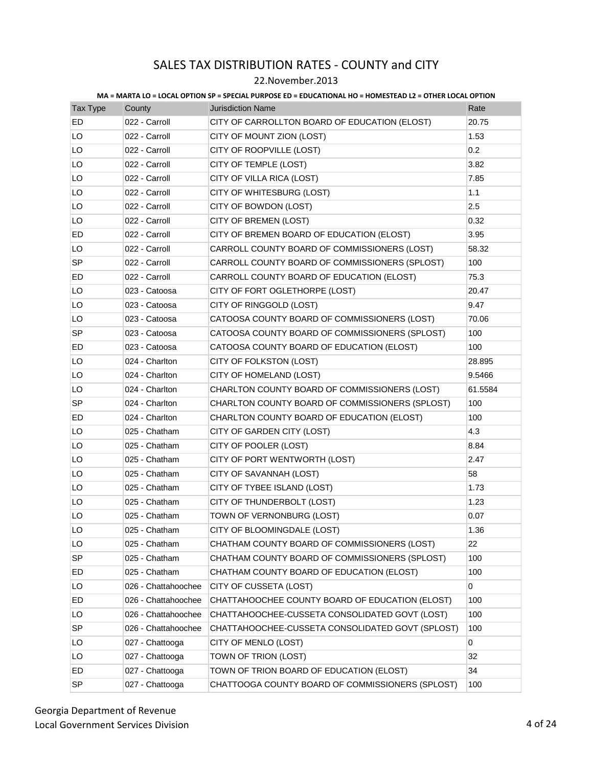# SALES TAX DISTRIBUTION RATES - COUNTY and CITY

22.November.2013

**MA = MARTA LO = LOCAL OPTION SP = SPECIAL PURPOSE ED = EDUCATIONAL HO = HOMESTEAD L2 = OTHER LOCAL OPTION**

| Tax Type | County | Jurisdiction Name | Rate |
|---|---|---|---|
| ED | 022 - Carroll | CITY OF CARROLLTON BOARD OF EDUCATION (ELOST) | 20.75 |
| LO | 022 - Carroll | CITY OF MOUNT ZION (LOST) | 1.53 |
| LO | 022 - Carroll | CITY OF ROOPVILLE (LOST) | 0.2 |
| LO | 022 - Carroll | CITY OF TEMPLE (LOST) | 3.82 |
| LO | 022 - Carroll | CITY OF VILLA RICA (LOST) | 7.85 |
| LO | 022 - Carroll | CITY OF WHITESBURG (LOST) | 1.1 |
| LO | 022 - Carroll | CITY OF BOWDON (LOST) | 2.5 |
| LO | 022 - Carroll | CITY OF BREMEN (LOST) | 0.32 |
| ED | 022 - Carroll | CITY OF BREMEN BOARD OF EDUCATION (ELOST) | 3.95 |
| LO | 022 - Carroll | CARROLL COUNTY BOARD OF COMMISSIONERS (LOST) | 58.32 |
| SP | 022 - Carroll | CARROLL COUNTY BOARD OF COMMISSIONERS (SPLOST) | 100 |
| ED | 022 - Carroll | CARROLL COUNTY BOARD OF EDUCATION (ELOST) | 75.3 |
| LO | 023 - Catoosa | CITY OF FORT OGLETHORPE (LOST) | 20.47 |
| LO | 023 - Catoosa | CITY OF RINGGOLD (LOST) | 9.47 |
| LO | 023 - Catoosa | CATOOSA COUNTY BOARD OF COMMISSIONERS (LOST) | 70.06 |
| SP | 023 - Catoosa | CATOOSA COUNTY BOARD OF COMMISSIONERS (SPLOST) | 100 |
| ED | 023 - Catoosa | CATOOSA COUNTY BOARD OF EDUCATION (ELOST) | 100 |
| LO | 024 - Charlton | CITY OF FOLKSTON (LOST) | 28.895 |
| LO | 024 - Charlton | CITY OF HOMELAND (LOST) | 9.5466 |
| LO | 024 - Charlton | CHARLTON COUNTY BOARD OF COMMISSIONERS (LOST) | 61.5584 |
| SP | 024 - Charlton | CHARLTON COUNTY BOARD OF COMMISSIONERS (SPLOST) | 100 |
| ED | 024 - Charlton | CHARLTON COUNTY BOARD OF EDUCATION (ELOST) | 100 |
| LO | 025 - Chatham | CITY OF GARDEN CITY (LOST) | 4.3 |
| LO | 025 - Chatham | CITY OF POOLER (LOST) | 8.84 |
| LO | 025 - Chatham | CITY OF PORT WENTWORTH (LOST) | 2.47 |
| LO | 025 - Chatham | CITY OF SAVANNAH (LOST) | 58 |
| LO | 025 - Chatham | CITY OF TYBEE ISLAND (LOST) | 1.73 |
| LO | 025 - Chatham | CITY OF THUNDERBOLT (LOST) | 1.23 |
| LO | 025 - Chatham | TOWN OF VERNONBURG (LOST) | 0.07 |
| LO | 025 - Chatham | CITY OF BLOOMINGDALE (LOST) | 1.36 |
| LO | 025 - Chatham | CHATHAM COUNTY BOARD OF COMMISSIONERS (LOST) | 22 |
| SP | 025 - Chatham | CHATHAM COUNTY BOARD OF COMMISSIONERS (SPLOST) | 100 |
| ED | 025 - Chatham | CHATHAM COUNTY BOARD OF EDUCATION (ELOST) | 100 |
| LO | 026 - Chattahoochee | CITY OF CUSSETA (LOST) | 0 |
| ED | 026 - Chattahoochee | CHATTAHOOCHEE COUNTY BOARD OF EDUCATION (ELOST) | 100 |
| LO | 026 - Chattahoochee | CHATTAHOOCHEE-CUSSETA CONSOLIDATED GOVT (LOST) | 100 |
| SP | 026 - Chattahoochee | CHATTAHOOCHEE-CUSSETA CONSOLIDATED GOVT (SPLOST) | 100 |
| LO | 027 - Chattooga | CITY OF MENLO (LOST) | 0 |
| LO | 027 - Chattooga | TOWN OF TRION (LOST) | 32 |
| ED | 027 - Chattooga | TOWN OF TRION BOARD OF EDUCATION (ELOST) | 34 |
| SP | 027 - Chattooga | CHATTOOGA COUNTY BOARD OF COMMISSIONERS (SPLOST) | 100 |

Georgia Department of Revenue
Local Government Services Division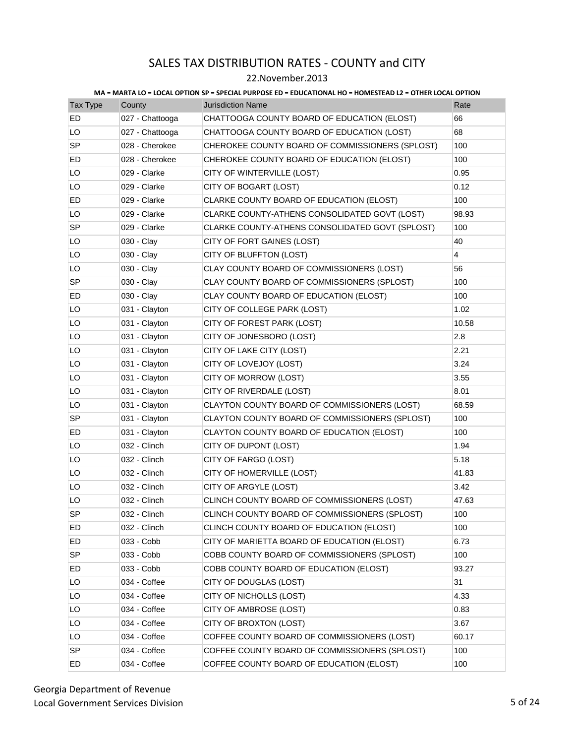# SALES TAX DISTRIBUTION RATES - COUNTY and CITY

22.November.2013

**MA = MARTA LO = LOCAL OPTION SP = SPECIAL PURPOSE ED = EDUCATIONAL HO = HOMESTEAD L2 = OTHER LOCAL OPTION**

| Tax Type | County | Jurisdiction Name | Rate |
|---|---|---|---|
| ED | 027 - Chattooga | CHATTOOGA COUNTY BOARD OF EDUCATION (ELOST) | 66 |
| LO | 027 - Chattooga | CHATTOOGA COUNTY BOARD OF EDUCATION (LOST) | 68 |
| SP | 028 - Cherokee | CHEROKEE COUNTY BOARD OF COMMISSIONERS (SPLOST) | 100 |
| ED | 028 - Cherokee | CHEROKEE COUNTY BOARD OF EDUCATION (ELOST) | 100 |
| LO | 029 - Clarke | CITY OF WINTERVILLE (LOST) | 0.95 |
| LO | 029 - Clarke | CITY OF BOGART (LOST) | 0.12 |
| ED | 029 - Clarke | CLARKE COUNTY BOARD OF EDUCATION (ELOST) | 100 |
| LO | 029 - Clarke | CLARKE COUNTY-ATHENS CONSOLIDATED GOVT (LOST) | 98.93 |
| SP | 029 - Clarke | CLARKE COUNTY-ATHENS CONSOLIDATED GOVT (SPLOST) | 100 |
| LO | 030 - Clay | CITY OF FORT GAINES (LOST) | 40 |
| LO | 030 - Clay | CITY OF BLUFFTON (LOST) | 4 |
| LO | 030 - Clay | CLAY COUNTY BOARD OF COMMISSIONERS (LOST) | 56 |
| SP | 030 - Clay | CLAY COUNTY BOARD OF COMMISSIONERS (SPLOST) | 100 |
| ED | 030 - Clay | CLAY COUNTY BOARD OF EDUCATION (ELOST) | 100 |
| LO | 031 - Clayton | CITY OF COLLEGE PARK (LOST) | 1.02 |
| LO | 031 - Clayton | CITY OF FOREST PARK (LOST) | 10.58 |
| LO | 031 - Clayton | CITY OF JONESBORO (LOST) | 2.8 |
| LO | 031 - Clayton | CITY OF LAKE CITY (LOST) | 2.21 |
| LO | 031 - Clayton | CITY OF LOVEJOY (LOST) | 3.24 |
| LO | 031 - Clayton | CITY OF MORROW (LOST) | 3.55 |
| LO | 031 - Clayton | CITY OF RIVERDALE (LOST) | 8.01 |
| LO | 031 - Clayton | CLAYTON COUNTY BOARD OF COMMISSIONERS (LOST) | 68.59 |
| SP | 031 - Clayton | CLAYTON COUNTY BOARD OF COMMISSIONERS (SPLOST) | 100 |
| ED | 031 - Clayton | CLAYTON COUNTY BOARD OF EDUCATION (ELOST) | 100 |
| LO | 032 - Clinch | CITY OF DUPONT (LOST) | 1.94 |
| LO | 032 - Clinch | CITY OF FARGO (LOST) | 5.18 |
| LO | 032 - Clinch | CITY OF HOMERVILLE (LOST) | 41.83 |
| LO | 032 - Clinch | CITY OF ARGYLE (LOST) | 3.42 |
| LO | 032 - Clinch | CLINCH COUNTY BOARD OF COMMISSIONERS (LOST) | 47.63 |
| SP | 032 - Clinch | CLINCH COUNTY BOARD OF COMMISSIONERS (SPLOST) | 100 |
| ED | 032 - Clinch | CLINCH COUNTY BOARD OF EDUCATION (ELOST) | 100 |
| ED | 033 - Cobb | CITY OF MARIETTA BOARD OF EDUCATION (ELOST) | 6.73 |
| SP | 033 - Cobb | COBB COUNTY BOARD OF COMMISSIONERS (SPLOST) | 100 |
| ED | 033 - Cobb | COBB COUNTY BOARD OF EDUCATION (ELOST) | 93.27 |
| LO | 034 - Coffee | CITY OF DOUGLAS (LOST) | 31 |
| LO | 034 - Coffee | CITY OF NICHOLLS (LOST) | 4.33 |
| LO | 034 - Coffee | CITY OF AMBROSE (LOST) | 0.83 |
| LO | 034 - Coffee | CITY OF BROXTON (LOST) | 3.67 |
| LO | 034 - Coffee | COFFEE COUNTY BOARD OF COMMISSIONERS (LOST) | 60.17 |
| SP | 034 - Coffee | COFFEE COUNTY BOARD OF COMMISSIONERS (SPLOST) | 100 |
| ED | 034 - Coffee | COFFEE COUNTY BOARD OF EDUCATION (ELOST) | 100 |

Georgia Department of Revenue
Local Government Services Division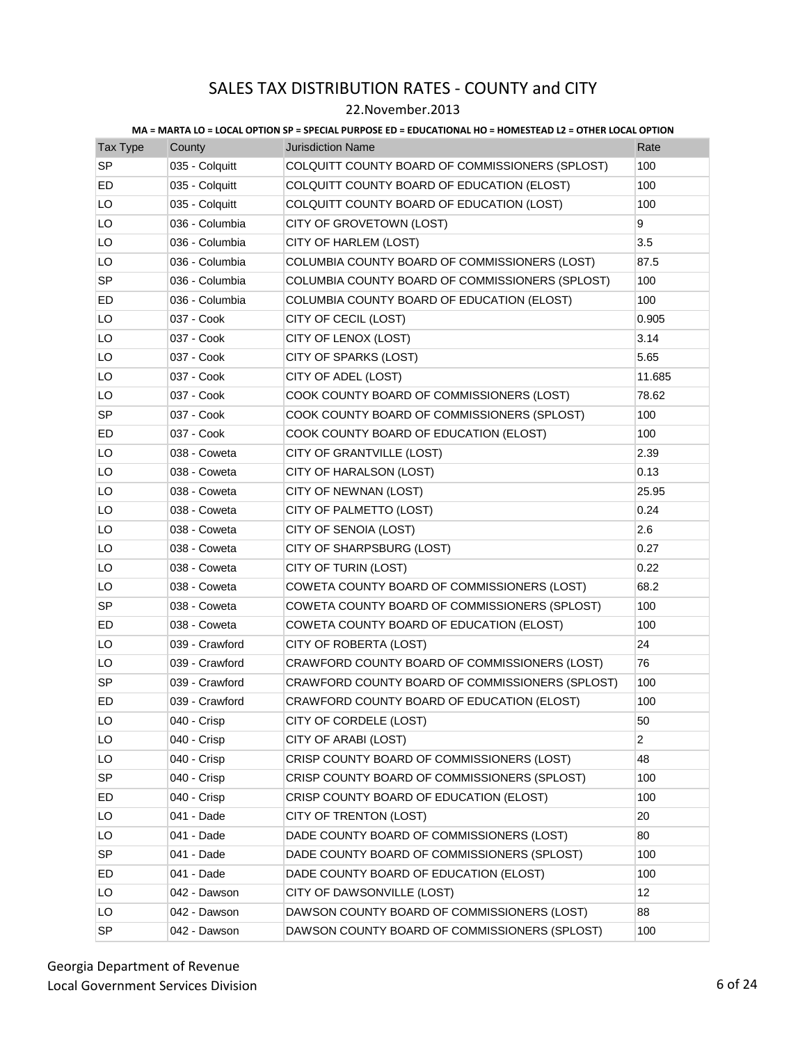# SALES TAX DISTRIBUTION RATES - COUNTY and CITY

22.November.2013

**MA = MARTA LO = LOCAL OPTION SP = SPECIAL PURPOSE ED = EDUCATIONAL HO = HOMESTEAD L2 = OTHER LOCAL OPTION**

| Tax Type | County | Jurisdiction Name | Rate |
|---|---|---|---|
| SP | 035 - Colquitt | COLQUITT COUNTY BOARD OF COMMISSIONERS (SPLOST) | 100 |
| ED | 035 - Colquitt | COLQUITT COUNTY BOARD OF EDUCATION (ELOST) | 100 |
| LO | 035 - Colquitt | COLQUITT COUNTY BOARD OF EDUCATION (LOST) | 100 |
| LO | 036 - Columbia | CITY OF GROVETOWN (LOST) | 9 |
| LO | 036 - Columbia | CITY OF HARLEM (LOST) | 3.5 |
| LO | 036 - Columbia | COLUMBIA COUNTY BOARD OF COMMISSIONERS (LOST) | 87.5 |
| SP | 036 - Columbia | COLUMBIA COUNTY BOARD OF COMMISSIONERS (SPLOST) | 100 |
| ED | 036 - Columbia | COLUMBIA COUNTY BOARD OF EDUCATION (ELOST) | 100 |
| LO | 037 - Cook | CITY OF CECIL (LOST) | 0.905 |
| LO | 037 - Cook | CITY OF LENOX (LOST) | 3.14 |
| LO | 037 - Cook | CITY OF SPARKS (LOST) | 5.65 |
| LO | 037 - Cook | CITY OF ADEL (LOST) | 11.685 |
| LO | 037 - Cook | COOK COUNTY BOARD OF COMMISSIONERS (LOST) | 78.62 |
| SP | 037 - Cook | COOK COUNTY BOARD OF COMMISSIONERS (SPLOST) | 100 |
| ED | 037 - Cook | COOK COUNTY BOARD OF EDUCATION (ELOST) | 100 |
| LO | 038 - Coweta | CITY OF GRANTVILLE (LOST) | 2.39 |
| LO | 038 - Coweta | CITY OF HARALSON (LOST) | 0.13 |
| LO | 038 - Coweta | CITY OF NEWNAN (LOST) | 25.95 |
| LO | 038 - Coweta | CITY OF PALMETTO (LOST) | 0.24 |
| LO | 038 - Coweta | CITY OF SENOIA (LOST) | 2.6 |
| LO | 038 - Coweta | CITY OF SHARPSBURG (LOST) | 0.27 |
| LO | 038 - Coweta | CITY OF TURIN (LOST) | 0.22 |
| LO | 038 - Coweta | COWETA COUNTY BOARD OF COMMISSIONERS (LOST) | 68.2 |
| SP | 038 - Coweta | COWETA COUNTY BOARD OF COMMISSIONERS (SPLOST) | 100 |
| ED | 038 - Coweta | COWETA COUNTY BOARD OF EDUCATION (ELOST) | 100 |
| LO | 039 - Crawford | CITY OF ROBERTA (LOST) | 24 |
| LO | 039 - Crawford | CRAWFORD COUNTY BOARD OF COMMISSIONERS (LOST) | 76 |
| SP | 039 - Crawford | CRAWFORD COUNTY BOARD OF COMMISSIONERS (SPLOST) | 100 |
| ED | 039 - Crawford | CRAWFORD COUNTY BOARD OF EDUCATION (ELOST) | 100 |
| LO | 040 - Crisp | CITY OF CORDELE (LOST) | 50 |
| LO | 040 - Crisp | CITY OF ARABI (LOST) | 2 |
| LO | 040 - Crisp | CRISP COUNTY BOARD OF COMMISSIONERS (LOST) | 48 |
| SP | 040 - Crisp | CRISP COUNTY BOARD OF COMMISSIONERS (SPLOST) | 100 |
| ED | 040 - Crisp | CRISP COUNTY BOARD OF EDUCATION (ELOST) | 100 |
| LO | 041 - Dade | CITY OF TRENTON (LOST) | 20 |
| LO | 041 - Dade | DADE COUNTY BOARD OF COMMISSIONERS (LOST) | 80 |
| SP | 041 - Dade | DADE COUNTY BOARD OF COMMISSIONERS (SPLOST) | 100 |
| ED | 041 - Dade | DADE COUNTY BOARD OF EDUCATION (ELOST) | 100 |
| LO | 042 - Dawson | CITY OF DAWSONVILLE (LOST) | 12 |
| LO | 042 - Dawson | DAWSON COUNTY BOARD OF COMMISSIONERS (LOST) | 88 |
| SP | 042 - Dawson | DAWSON COUNTY BOARD OF COMMISSIONERS (SPLOST) | 100 |

Georgia Department of Revenue
Local Government Services Division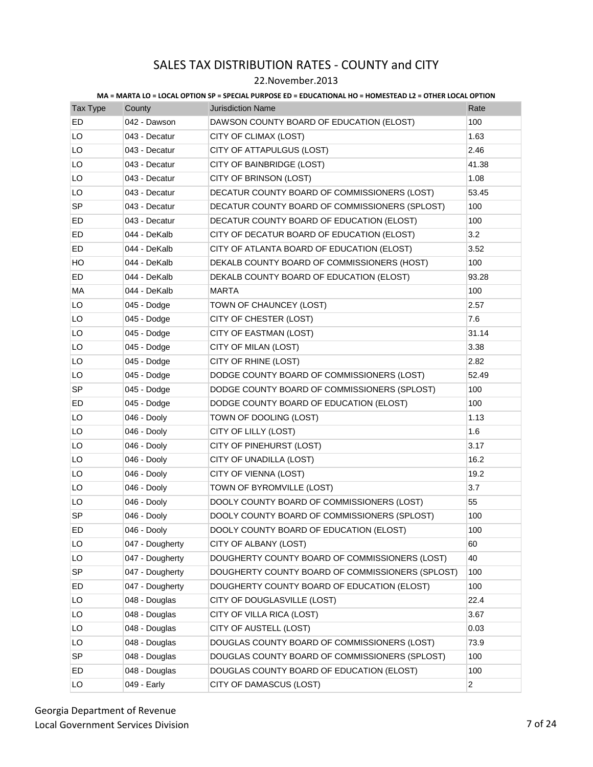# SALES TAX DISTRIBUTION RATES - COUNTY and CITY

22.November.2013

**MA = MARTA LO = LOCAL OPTION SP = SPECIAL PURPOSE ED = EDUCATIONAL HO = HOMESTEAD L2 = OTHER LOCAL OPTION**

| Tax Type | County | Jurisdiction Name | Rate |
|---|---|---|---|
| ED | 042 - Dawson | DAWSON COUNTY BOARD OF EDUCATION (ELOST) | 100 |
| LO | 043 - Decatur | CITY OF CLIMAX (LOST) | 1.63 |
| LO | 043 - Decatur | CITY OF ATTAPULGUS (LOST) | 2.46 |
| LO | 043 - Decatur | CITY OF BAINBRIDGE (LOST) | 41.38 |
| LO | 043 - Decatur | CITY OF BRINSON (LOST) | 1.08 |
| LO | 043 - Decatur | DECATUR COUNTY BOARD OF COMMISSIONERS (LOST) | 53.45 |
| SP | 043 - Decatur | DECATUR COUNTY BOARD OF COMMISSIONERS (SPLOST) | 100 |
| ED | 043 - Decatur | DECATUR COUNTY BOARD OF EDUCATION (ELOST) | 100 |
| ED | 044 - DeKalb | CITY OF DECATUR BOARD OF EDUCATION (ELOST) | 3.2 |
| ED | 044 - DeKalb | CITY OF ATLANTA BOARD OF EDUCATION (ELOST) | 3.52 |
| HO | 044 - DeKalb | DEKALB COUNTY BOARD OF COMMISSIONERS (HOST) | 100 |
| ED | 044 - DeKalb | DEKALB COUNTY BOARD OF EDUCATION (ELOST) | 93.28 |
| MA | 044 - DeKalb | MARTA | 100 |
| LO | 045 - Dodge | TOWN OF CHAUNCEY (LOST) | 2.57 |
| LO | 045 - Dodge | CITY OF CHESTER (LOST) | 7.6 |
| LO | 045 - Dodge | CITY OF EASTMAN (LOST) | 31.14 |
| LO | 045 - Dodge | CITY OF MILAN (LOST) | 3.38 |
| LO | 045 - Dodge | CITY OF RHINE (LOST) | 2.82 |
| LO | 045 - Dodge | DODGE COUNTY BOARD OF COMMISSIONERS (LOST) | 52.49 |
| SP | 045 - Dodge | DODGE COUNTY BOARD OF COMMISSIONERS (SPLOST) | 100 |
| ED | 045 - Dodge | DODGE COUNTY BOARD OF EDUCATION (ELOST) | 100 |
| LO | 046 - Dooly | TOWN OF DOOLING (LOST) | 1.13 |
| LO | 046 - Dooly | CITY OF LILLY (LOST) | 1.6 |
| LO | 046 - Dooly | CITY OF PINEHURST (LOST) | 3.17 |
| LO | 046 - Dooly | CITY OF UNADILLA (LOST) | 16.2 |
| LO | 046 - Dooly | CITY OF VIENNA (LOST) | 19.2 |
| LO | 046 - Dooly | TOWN OF BYROMVILLE (LOST) | 3.7 |
| LO | 046 - Dooly | DOOLY COUNTY BOARD OF COMMISSIONERS (LOST) | 55 |
| SP | 046 - Dooly | DOOLY COUNTY BOARD OF COMMISSIONERS (SPLOST) | 100 |
| ED | 046 - Dooly | DOOLY COUNTY BOARD OF EDUCATION (ELOST) | 100 |
| LO | 047 - Dougherty | CITY OF ALBANY (LOST) | 60 |
| LO | 047 - Dougherty | DOUGHERTY COUNTY BOARD OF COMMISSIONERS (LOST) | 40 |
| SP | 047 - Dougherty | DOUGHERTY COUNTY BOARD OF COMMISSIONERS (SPLOST) | 100 |
| ED | 047 - Dougherty | DOUGHERTY COUNTY BOARD OF EDUCATION (ELOST) | 100 |
| LO | 048 - Douglas | CITY OF DOUGLASVILLE (LOST) | 22.4 |
| LO | 048 - Douglas | CITY OF VILLA RICA (LOST) | 3.67 |
| LO | 048 - Douglas | CITY OF AUSTELL (LOST) | 0.03 |
| LO | 048 - Douglas | DOUGLAS COUNTY BOARD OF COMMISSIONERS (LOST) | 73.9 |
| SP | 048 - Douglas | DOUGLAS COUNTY BOARD OF COMMISSIONERS (SPLOST) | 100 |
| ED | 048 - Douglas | DOUGLAS COUNTY BOARD OF EDUCATION (ELOST) | 100 |
| LO | 049 - Early | CITY OF DAMASCUS (LOST) | 2 |

Georgia Department of Revenue
Local Government Services Division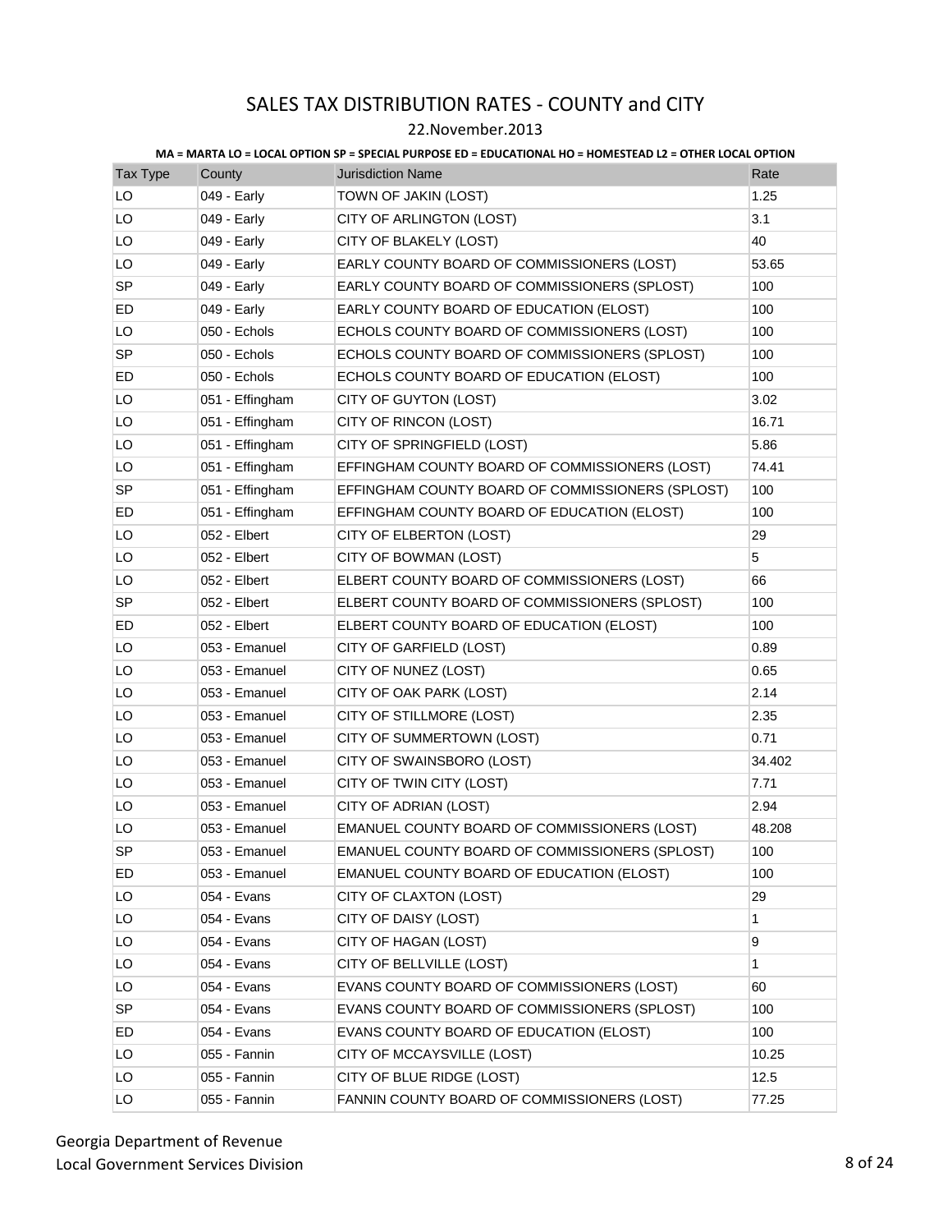# SALES TAX DISTRIBUTION RATES - COUNTY and CITY

22.November.2013

**MA = MARTA LO = LOCAL OPTION SP = SPECIAL PURPOSE ED = EDUCATIONAL HO = HOMESTEAD L2 = OTHER LOCAL OPTION**

| Tax Type | County | Jurisdiction Name | Rate |
|---|---|---|---|
| LO | 049 - Early | TOWN OF JAKIN (LOST) | 1.25 |
| LO | 049 - Early | CITY OF ARLINGTON (LOST) | 3.1 |
| LO | 049 - Early | CITY OF BLAKELY (LOST) | 40 |
| LO | 049 - Early | EARLY COUNTY BOARD OF COMMISSIONERS (LOST) | 53.65 |
| SP | 049 - Early | EARLY COUNTY BOARD OF COMMISSIONERS (SPLOST) | 100 |
| ED | 049 - Early | EARLY COUNTY BOARD OF EDUCATION (ELOST) | 100 |
| LO | 050 - Echols | ECHOLS COUNTY BOARD OF COMMISSIONERS (LOST) | 100 |
| SP | 050 - Echols | ECHOLS COUNTY BOARD OF COMMISSIONERS (SPLOST) | 100 |
| ED | 050 - Echols | ECHOLS COUNTY BOARD OF EDUCATION (ELOST) | 100 |
| LO | 051 - Effingham | CITY OF GUYTON (LOST) | 3.02 |
| LO | 051 - Effingham | CITY OF RINCON (LOST) | 16.71 |
| LO | 051 - Effingham | CITY OF SPRINGFIELD (LOST) | 5.86 |
| LO | 051 - Effingham | EFFINGHAM COUNTY BOARD OF COMMISSIONERS (LOST) | 74.41 |
| SP | 051 - Effingham | EFFINGHAM COUNTY BOARD OF COMMISSIONERS (SPLOST) | 100 |
| ED | 051 - Effingham | EFFINGHAM COUNTY BOARD OF EDUCATION (ELOST) | 100 |
| LO | 052 - Elbert | CITY OF ELBERTON (LOST) | 29 |
| LO | 052 - Elbert | CITY OF BOWMAN (LOST) | 5 |
| LO | 052 - Elbert | ELBERT COUNTY BOARD OF COMMISSIONERS (LOST) | 66 |
| SP | 052 - Elbert | ELBERT COUNTY BOARD OF COMMISSIONERS (SPLOST) | 100 |
| ED | 052 - Elbert | ELBERT COUNTY BOARD OF EDUCATION (ELOST) | 100 |
| LO | 053 - Emanuel | CITY OF GARFIELD (LOST) | 0.89 |
| LO | 053 - Emanuel | CITY OF NUNEZ (LOST) | 0.65 |
| LO | 053 - Emanuel | CITY OF OAK PARK (LOST) | 2.14 |
| LO | 053 - Emanuel | CITY OF STILLMORE (LOST) | 2.35 |
| LO | 053 - Emanuel | CITY OF SUMMERTOWN (LOST) | 0.71 |
| LO | 053 - Emanuel | CITY OF SWAINSBORO (LOST) | 34.402 |
| LO | 053 - Emanuel | CITY OF TWIN CITY (LOST) | 7.71 |
| LO | 053 - Emanuel | CITY OF ADRIAN (LOST) | 2.94 |
| LO | 053 - Emanuel | EMANUEL COUNTY BOARD OF COMMISSIONERS (LOST) | 48.208 |
| SP | 053 - Emanuel | EMANUEL COUNTY BOARD OF COMMISSIONERS (SPLOST) | 100 |
| ED | 053 - Emanuel | EMANUEL COUNTY BOARD OF EDUCATION (ELOST) | 100 |
| LO | 054 - Evans | CITY OF CLAXTON (LOST) | 29 |
| LO | 054 - Evans | CITY OF DAISY (LOST) | 1 |
| LO | 054 - Evans | CITY OF HAGAN (LOST) | 9 |
| LO | 054 - Evans | CITY OF BELLVILLE (LOST) | 1 |
| LO | 054 - Evans | EVANS COUNTY BOARD OF COMMISSIONERS (LOST) | 60 |
| SP | 054 - Evans | EVANS COUNTY BOARD OF COMMISSIONERS (SPLOST) | 100 |
| ED | 054 - Evans | EVANS COUNTY BOARD OF EDUCATION (ELOST) | 100 |
| LO | 055 - Fannin | CITY OF MCCAYSVILLE (LOST) | 10.25 |
| LO | 055 - Fannin | CITY OF BLUE RIDGE (LOST) | 12.5 |
| LO | 055 - Fannin | FANNIN COUNTY BOARD OF COMMISSIONERS (LOST) | 77.25 |

Georgia Department of Revenue
Local Government Services Division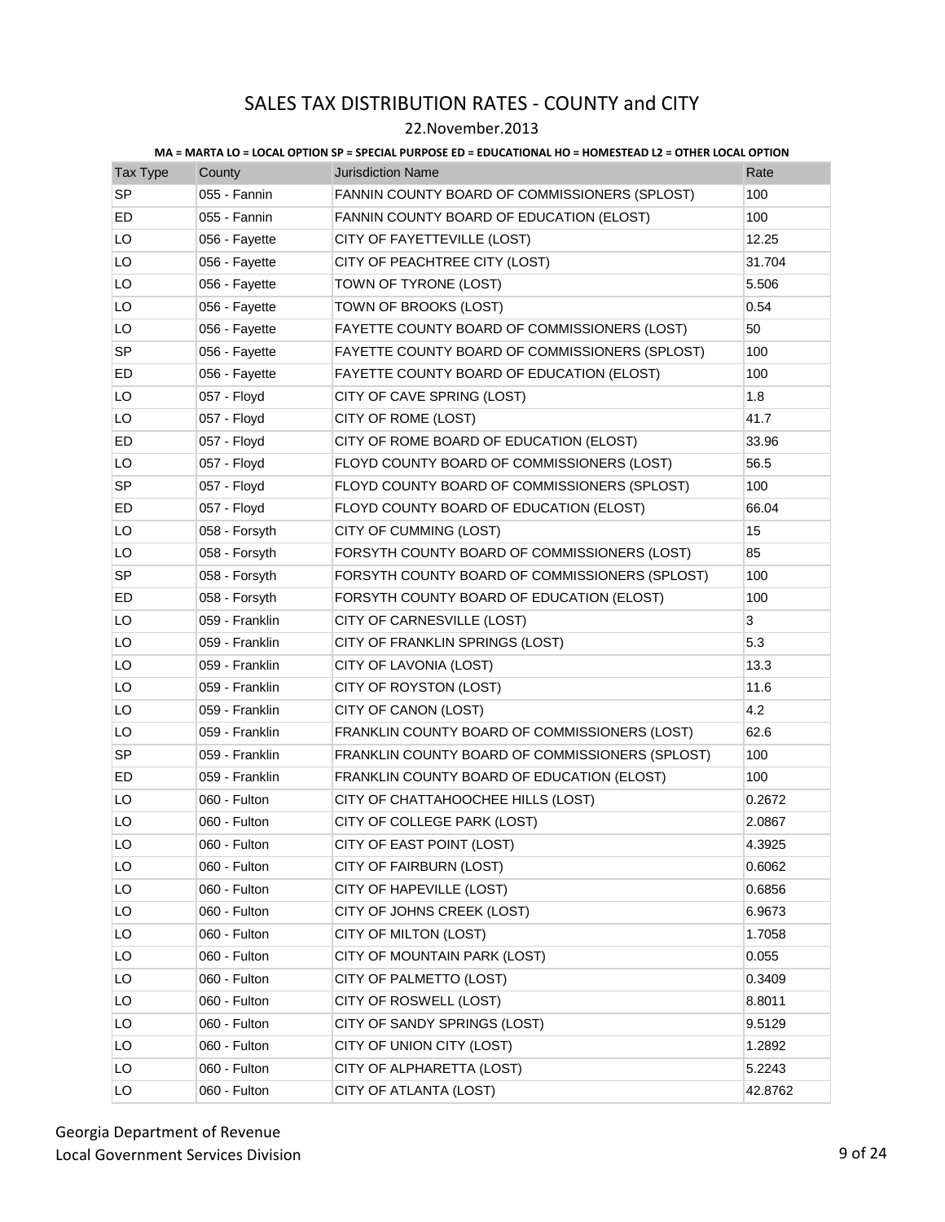# SALES TAX DISTRIBUTION RATES - COUNTY and CITY

22.November.2013

**MA = MARTA LO = LOCAL OPTION SP = SPECIAL PURPOSE ED = EDUCATIONAL HO = HOMESTEAD L2 = OTHER LOCAL OPTION**

| Tax Type | County | Jurisdiction Name | Rate |
|---|---|---|---|
| SP | 055 - Fannin | FANNIN COUNTY BOARD OF COMMISSIONERS (SPLOST) | 100 |
| ED | 055 - Fannin | FANNIN COUNTY BOARD OF EDUCATION (ELOST) | 100 |
| LO | 056 - Fayette | CITY OF FAYETTEVILLE (LOST) | 12.25 |
| LO | 056 - Fayette | CITY OF PEACHTREE CITY (LOST) | 31.704 |
| LO | 056 - Fayette | TOWN OF TYRONE (LOST) | 5.506 |
| LO | 056 - Fayette | TOWN OF BROOKS (LOST) | 0.54 |
| LO | 056 - Fayette | FAYETTE COUNTY BOARD OF COMMISSIONERS (LOST) | 50 |
| SP | 056 - Fayette | FAYETTE COUNTY BOARD OF COMMISSIONERS (SPLOST) | 100 |
| ED | 056 - Fayette | FAYETTE COUNTY BOARD OF EDUCATION (ELOST) | 100 |
| LO | 057 - Floyd | CITY OF CAVE SPRING (LOST) | 1.8 |
| LO | 057 - Floyd | CITY OF ROME (LOST) | 41.7 |
| ED | 057 - Floyd | CITY OF ROME BOARD OF EDUCATION (ELOST) | 33.96 |
| LO | 057 - Floyd | FLOYD COUNTY BOARD OF COMMISSIONERS (LOST) | 56.5 |
| SP | 057 - Floyd | FLOYD COUNTY BOARD OF COMMISSIONERS (SPLOST) | 100 |
| ED | 057 - Floyd | FLOYD COUNTY BOARD OF EDUCATION (ELOST) | 66.04 |
| LO | 058 - Forsyth | CITY OF CUMMING (LOST) | 15 |
| LO | 058 - Forsyth | FORSYTH COUNTY BOARD OF COMMISSIONERS (LOST) | 85 |
| SP | 058 - Forsyth | FORSYTH COUNTY BOARD OF COMMISSIONERS (SPLOST) | 100 |
| ED | 058 - Forsyth | FORSYTH COUNTY BOARD OF EDUCATION (ELOST) | 100 |
| LO | 059 - Franklin | CITY OF CARNESVILLE (LOST) | 3 |
| LO | 059 - Franklin | CITY OF FRANKLIN SPRINGS (LOST) | 5.3 |
| LO | 059 - Franklin | CITY OF LAVONIA (LOST) | 13.3 |
| LO | 059 - Franklin | CITY OF ROYSTON (LOST) | 11.6 |
| LO | 059 - Franklin | CITY OF CANON (LOST) | 4.2 |
| LO | 059 - Franklin | FRANKLIN COUNTY BOARD OF COMMISSIONERS (LOST) | 62.6 |
| SP | 059 - Franklin | FRANKLIN COUNTY BOARD OF COMMISSIONERS (SPLOST) | 100 |
| ED | 059 - Franklin | FRANKLIN COUNTY BOARD OF EDUCATION (ELOST) | 100 |
| LO | 060 - Fulton | CITY OF CHATTAHOOCHEE HILLS (LOST) | 0.2672 |
| LO | 060 - Fulton | CITY OF COLLEGE PARK (LOST) | 2.0867 |
| LO | 060 - Fulton | CITY OF EAST POINT (LOST) | 4.3925 |
| LO | 060 - Fulton | CITY OF FAIRBURN (LOST) | 0.6062 |
| LO | 060 - Fulton | CITY OF HAPEVILLE (LOST) | 0.6856 |
| LO | 060 - Fulton | CITY OF JOHNS CREEK (LOST) | 6.9673 |
| LO | 060 - Fulton | CITY OF MILTON (LOST) | 1.7058 |
| LO | 060 - Fulton | CITY OF MOUNTAIN PARK (LOST) | 0.055 |
| LO | 060 - Fulton | CITY OF PALMETTO (LOST) | 0.3409 |
| LO | 060 - Fulton | CITY OF ROSWELL (LOST) | 8.8011 |
| LO | 060 - Fulton | CITY OF SANDY SPRINGS (LOST) | 9.5129 |
| LO | 060 - Fulton | CITY OF UNION CITY (LOST) | 1.2892 |
| LO | 060 - Fulton | CITY OF ALPHARETTA (LOST) | 5.2243 |
| LO | 060 - Fulton | CITY OF ATLANTA (LOST) | 42.8762 |

Georgia Department of Revenue
Local Government Services Division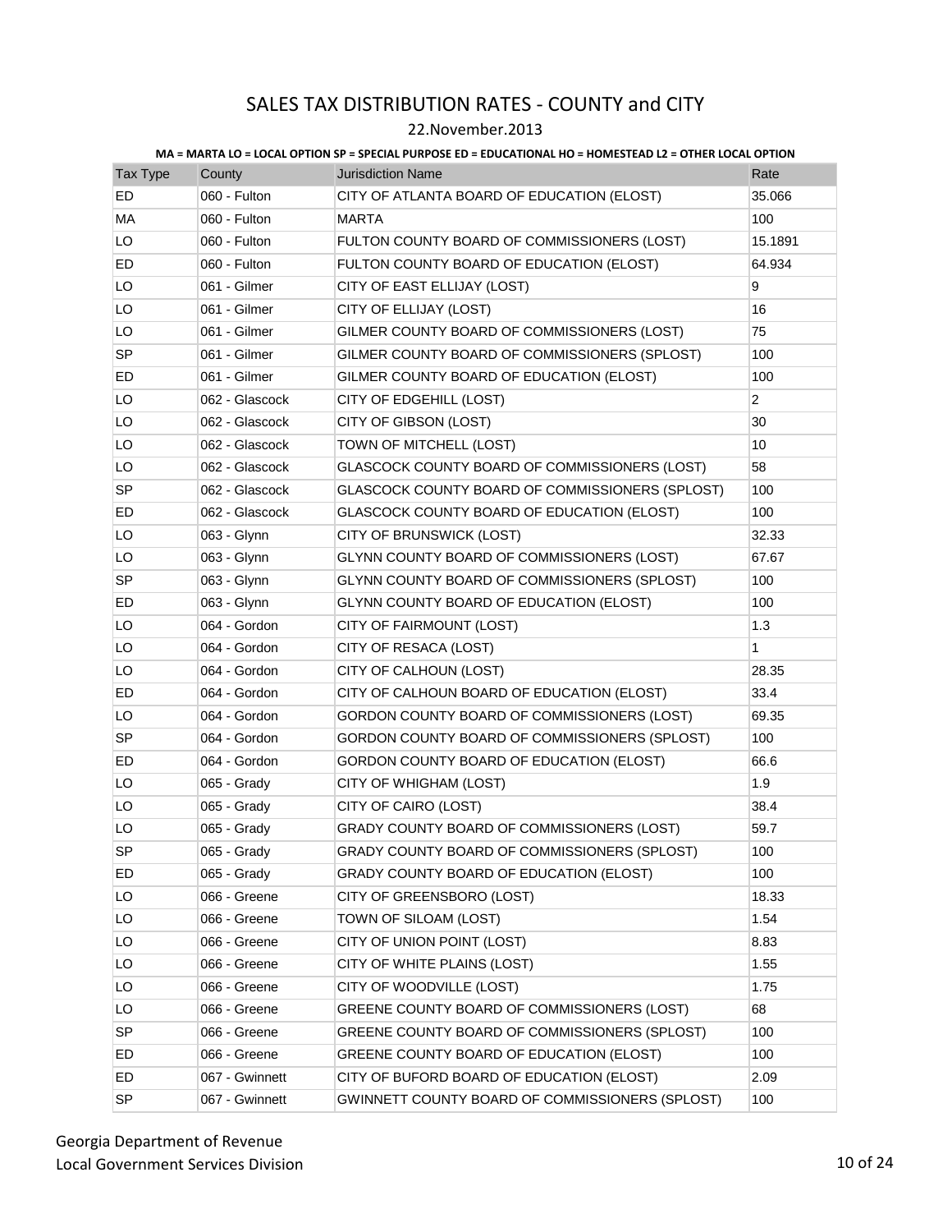# SALES TAX DISTRIBUTION RATES - COUNTY and CITY

22.November.2013

**MA = MARTA LO = LOCAL OPTION SP = SPECIAL PURPOSE ED = EDUCATIONAL HO = HOMESTEAD L2 = OTHER LOCAL OPTION**

| Tax Type | County | Jurisdiction Name | Rate |
|---|---|---|---|
| ED | 060 - Fulton | CITY OF ATLANTA BOARD OF EDUCATION (ELOST) | 35.066 |
| MA | 060 - Fulton | MARTA | 100 |
| LO | 060 - Fulton | FULTON COUNTY BOARD OF COMMISSIONERS (LOST) | 15.1891 |
| ED | 060 - Fulton | FULTON COUNTY BOARD OF EDUCATION (ELOST) | 64.934 |
| LO | 061 - Gilmer | CITY OF EAST ELLIJAY (LOST) | 9 |
| LO | 061 - Gilmer | CITY OF ELLIJAY (LOST) | 16 |
| LO | 061 - Gilmer | GILMER COUNTY BOARD OF COMMISSIONERS (LOST) | 75 |
| SP | 061 - Gilmer | GILMER COUNTY BOARD OF COMMISSIONERS (SPLOST) | 100 |
| ED | 061 - Gilmer | GILMER COUNTY BOARD OF EDUCATION (ELOST) | 100 |
| LO | 062 - Glascock | CITY OF EDGEHILL (LOST) | 2 |
| LO | 062 - Glascock | CITY OF GIBSON (LOST) | 30 |
| LO | 062 - Glascock | TOWN OF MITCHELL (LOST) | 10 |
| LO | 062 - Glascock | GLASCOCK COUNTY BOARD OF COMMISSIONERS (LOST) | 58 |
| SP | 062 - Glascock | GLASCOCK COUNTY BOARD OF COMMISSIONERS (SPLOST) | 100 |
| ED | 062 - Glascock | GLASCOCK COUNTY BOARD OF EDUCATION (ELOST) | 100 |
| LO | 063 - Glynn | CITY OF BRUNSWICK (LOST) | 32.33 |
| LO | 063 - Glynn | GLYNN COUNTY BOARD OF COMMISSIONERS (LOST) | 67.67 |
| SP | 063 - Glynn | GLYNN COUNTY BOARD OF COMMISSIONERS (SPLOST) | 100 |
| ED | 063 - Glynn | GLYNN COUNTY BOARD OF EDUCATION (ELOST) | 100 |
| LO | 064 - Gordon | CITY OF FAIRMOUNT (LOST) | 1.3 |
| LO | 064 - Gordon | CITY OF RESACA (LOST) | 1 |
| LO | 064 - Gordon | CITY OF CALHOUN (LOST) | 28.35 |
| ED | 064 - Gordon | CITY OF CALHOUN BOARD OF EDUCATION (ELOST) | 33.4 |
| LO | 064 - Gordon | GORDON COUNTY BOARD OF COMMISSIONERS (LOST) | 69.35 |
| SP | 064 - Gordon | GORDON COUNTY BOARD OF COMMISSIONERS (SPLOST) | 100 |
| ED | 064 - Gordon | GORDON COUNTY BOARD OF EDUCATION (ELOST) | 66.6 |
| LO | 065 - Grady | CITY OF WHIGHAM (LOST) | 1.9 |
| LO | 065 - Grady | CITY OF CAIRO (LOST) | 38.4 |
| LO | 065 - Grady | GRADY COUNTY BOARD OF COMMISSIONERS (LOST) | 59.7 |
| SP | 065 - Grady | GRADY COUNTY BOARD OF COMMISSIONERS (SPLOST) | 100 |
| ED | 065 - Grady | GRADY COUNTY BOARD OF EDUCATION (ELOST) | 100 |
| LO | 066 - Greene | CITY OF GREENSBORO (LOST) | 18.33 |
| LO | 066 - Greene | TOWN OF SILOAM (LOST) | 1.54 |
| LO | 066 - Greene | CITY OF UNION POINT (LOST) | 8.83 |
| LO | 066 - Greene | CITY OF WHITE PLAINS (LOST) | 1.55 |
| LO | 066 - Greene | CITY OF WOODVILLE (LOST) | 1.75 |
| LO | 066 - Greene | GREENE COUNTY BOARD OF COMMISSIONERS (LOST) | 68 |
| SP | 066 - Greene | GREENE COUNTY BOARD OF COMMISSIONERS (SPLOST) | 100 |
| ED | 066 - Greene | GREENE COUNTY BOARD OF EDUCATION (ELOST) | 100 |
| ED | 067 - Gwinnett | CITY OF BUFORD BOARD OF EDUCATION (ELOST) | 2.09 |
| SP | 067 - Gwinnett | GWINNETT COUNTY BOARD OF COMMISSIONERS (SPLOST) | 100 |

Georgia Department of Revenue
Local Government Services Division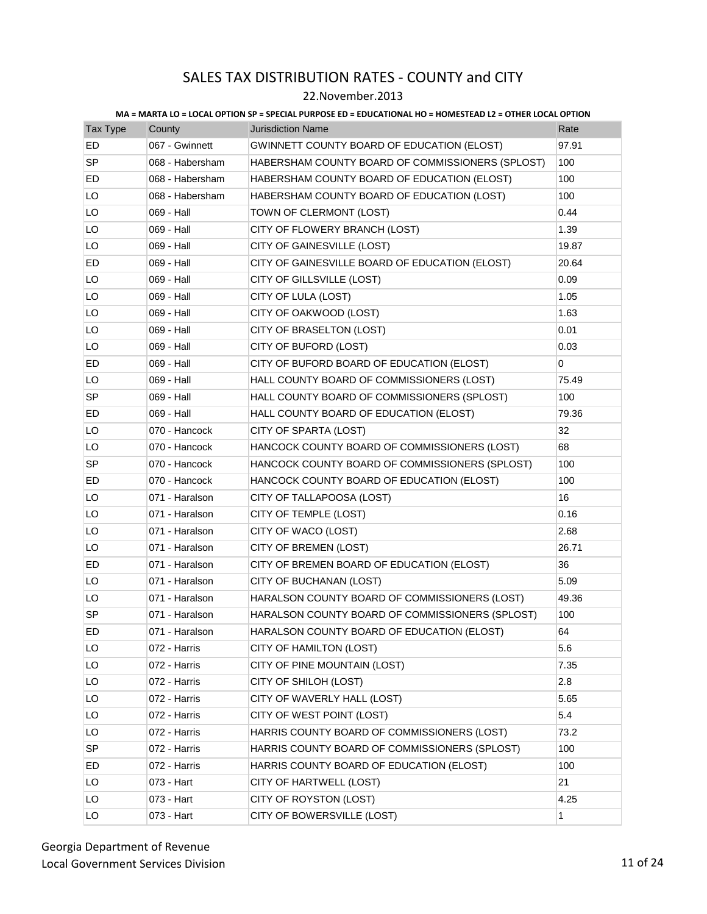# SALES TAX DISTRIBUTION RATES - COUNTY and CITY

22.November.2013

**MA = MARTA LO = LOCAL OPTION SP = SPECIAL PURPOSE ED = EDUCATIONAL HO = HOMESTEAD L2 = OTHER LOCAL OPTION**

| Tax Type | County | Jurisdiction Name | Rate |
|---|---|---|---|
| ED | 067 - Gwinnett | GWINNETT COUNTY BOARD OF EDUCATION (ELOST) | 97.91 |
| SP | 068 - Habersham | HABERSHAM COUNTY BOARD OF COMMISSIONERS (SPLOST) | 100 |
| ED | 068 - Habersham | HABERSHAM COUNTY BOARD OF EDUCATION (ELOST) | 100 |
| LO | 068 - Habersham | HABERSHAM COUNTY BOARD OF EDUCATION (LOST) | 100 |
| LO | 069 - Hall | TOWN OF CLERMONT (LOST) | 0.44 |
| LO | 069 - Hall | CITY OF FLOWERY BRANCH (LOST) | 1.39 |
| LO | 069 - Hall | CITY OF GAINESVILLE (LOST) | 19.87 |
| ED | 069 - Hall | CITY OF GAINESVILLE BOARD OF EDUCATION (ELOST) | 20.64 |
| LO | 069 - Hall | CITY OF GILLSVILLE (LOST) | 0.09 |
| LO | 069 - Hall | CITY OF LULA (LOST) | 1.05 |
| LO | 069 - Hall | CITY OF OAKWOOD (LOST) | 1.63 |
| LO | 069 - Hall | CITY OF BRASELTON (LOST) | 0.01 |
| LO | 069 - Hall | CITY OF BUFORD (LOST) | 0.03 |
| ED | 069 - Hall | CITY OF BUFORD BOARD OF EDUCATION (ELOST) | 0 |
| LO | 069 - Hall | HALL COUNTY BOARD OF COMMISSIONERS (LOST) | 75.49 |
| SP | 069 - Hall | HALL COUNTY BOARD OF COMMISSIONERS (SPLOST) | 100 |
| ED | 069 - Hall | HALL COUNTY BOARD OF EDUCATION (ELOST) | 79.36 |
| LO | 070 - Hancock | CITY OF SPARTA (LOST) | 32 |
| LO | 070 - Hancock | HANCOCK COUNTY BOARD OF COMMISSIONERS (LOST) | 68 |
| SP | 070 - Hancock | HANCOCK COUNTY BOARD OF COMMISSIONERS (SPLOST) | 100 |
| ED | 070 - Hancock | HANCOCK COUNTY BOARD OF EDUCATION (ELOST) | 100 |
| LO | 071 - Haralson | CITY OF TALLAPOOSA (LOST) | 16 |
| LO | 071 - Haralson | CITY OF TEMPLE (LOST) | 0.16 |
| LO | 071 - Haralson | CITY OF WACO (LOST) | 2.68 |
| LO | 071 - Haralson | CITY OF BREMEN (LOST) | 26.71 |
| ED | 071 - Haralson | CITY OF BREMEN BOARD OF EDUCATION (ELOST) | 36 |
| LO | 071 - Haralson | CITY OF BUCHANAN (LOST) | 5.09 |
| LO | 071 - Haralson | HARALSON COUNTY BOARD OF COMMISSIONERS (LOST) | 49.36 |
| SP | 071 - Haralson | HARALSON COUNTY BOARD OF COMMISSIONERS (SPLOST) | 100 |
| ED | 071 - Haralson | HARALSON COUNTY BOARD OF EDUCATION (ELOST) | 64 |
| LO | 072 - Harris | CITY OF HAMILTON (LOST) | 5.6 |
| LO | 072 - Harris | CITY OF PINE MOUNTAIN (LOST) | 7.35 |
| LO | 072 - Harris | CITY OF SHILOH (LOST) | 2.8 |
| LO | 072 - Harris | CITY OF WAVERLY HALL (LOST) | 5.65 |
| LO | 072 - Harris | CITY OF WEST POINT (LOST) | 5.4 |
| LO | 072 - Harris | HARRIS COUNTY BOARD OF COMMISSIONERS (LOST) | 73.2 |
| SP | 072 - Harris | HARRIS COUNTY BOARD OF COMMISSIONERS (SPLOST) | 100 |
| ED | 072 - Harris | HARRIS COUNTY BOARD OF EDUCATION (ELOST) | 100 |
| LO | 073 - Hart | CITY OF HARTWELL (LOST) | 21 |
| LO | 073 - Hart | CITY OF ROYSTON (LOST) | 4.25 |
| LO | 073 - Hart | CITY OF BOWERSVILLE (LOST) | 1 |

Georgia Department of Revenue
Local Government Services Division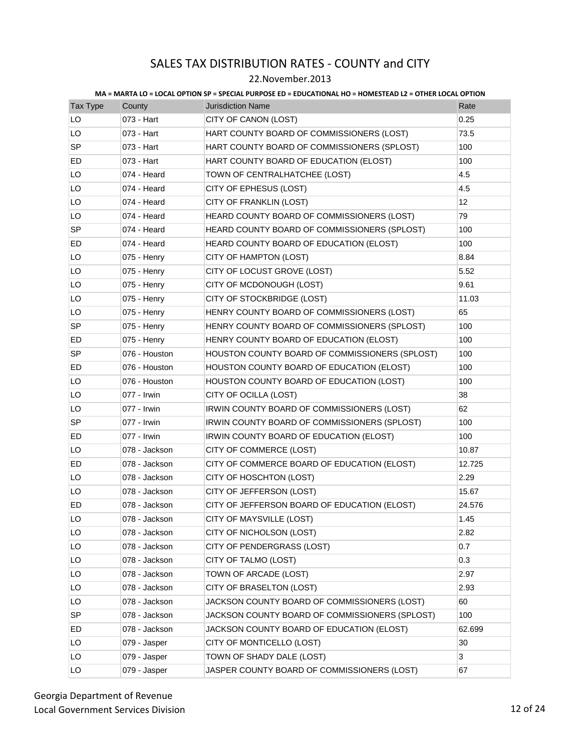# SALES TAX DISTRIBUTION RATES - COUNTY and CITY

22.November.2013

**MA = MARTA LO = LOCAL OPTION SP = SPECIAL PURPOSE ED = EDUCATIONAL HO = HOMESTEAD L2 = OTHER LOCAL OPTION**

| Tax Type | County | Jurisdiction Name | Rate |
|---|---|---|---|
| LO | 073 - Hart | CITY OF CANON (LOST) | 0.25 |
| LO | 073 - Hart | HART COUNTY BOARD OF COMMISSIONERS (LOST) | 73.5 |
| SP | 073 - Hart | HART COUNTY BOARD OF COMMISSIONERS (SPLOST) | 100 |
| ED | 073 - Hart | HART COUNTY BOARD OF EDUCATION (ELOST) | 100 |
| LO | 074 - Heard | TOWN OF CENTRALHATCHEE (LOST) | 4.5 |
| LO | 074 - Heard | CITY OF EPHESUS (LOST) | 4.5 |
| LO | 074 - Heard | CITY OF FRANKLIN (LOST) | 12 |
| LO | 074 - Heard | HEARD COUNTY BOARD OF COMMISSIONERS (LOST) | 79 |
| SP | 074 - Heard | HEARD COUNTY BOARD OF COMMISSIONERS (SPLOST) | 100 |
| ED | 074 - Heard | HEARD COUNTY BOARD OF EDUCATION (ELOST) | 100 |
| LO | 075 - Henry | CITY OF HAMPTON (LOST) | 8.84 |
| LO | 075 - Henry | CITY OF LOCUST GROVE (LOST) | 5.52 |
| LO | 075 - Henry | CITY OF MCDONOUGH (LOST) | 9.61 |
| LO | 075 - Henry | CITY OF STOCKBRIDGE (LOST) | 11.03 |
| LO | 075 - Henry | HENRY COUNTY BOARD OF COMMISSIONERS (LOST) | 65 |
| SP | 075 - Henry | HENRY COUNTY BOARD OF COMMISSIONERS (SPLOST) | 100 |
| ED | 075 - Henry | HENRY COUNTY BOARD OF EDUCATION (ELOST) | 100 |
| SP | 076 - Houston | HOUSTON COUNTY BOARD OF COMMISSIONERS (SPLOST) | 100 |
| ED | 076 - Houston | HOUSTON COUNTY BOARD OF EDUCATION (ELOST) | 100 |
| LO | 076 - Houston | HOUSTON COUNTY BOARD OF EDUCATION (LOST) | 100 |
| LO | 077 - Irwin | CITY OF OCILLA (LOST) | 38 |
| LO | 077 - Irwin | IRWIN COUNTY BOARD OF COMMISSIONERS (LOST) | 62 |
| SP | 077 - Irwin | IRWIN COUNTY BOARD OF COMMISSIONERS (SPLOST) | 100 |
| ED | 077 - Irwin | IRWIN COUNTY BOARD OF EDUCATION (ELOST) | 100 |
| LO | 078 - Jackson | CITY OF COMMERCE (LOST) | 10.87 |
| ED | 078 - Jackson | CITY OF COMMERCE BOARD OF EDUCATION (ELOST) | 12.725 |
| LO | 078 - Jackson | CITY OF HOSCHTON (LOST) | 2.29 |
| LO | 078 - Jackson | CITY OF JEFFERSON (LOST) | 15.67 |
| ED | 078 - Jackson | CITY OF JEFFERSON BOARD OF EDUCATION (ELOST) | 24.576 |
| LO | 078 - Jackson | CITY OF MAYSVILLE (LOST) | 1.45 |
| LO | 078 - Jackson | CITY OF NICHOLSON (LOST) | 2.82 |
| LO | 078 - Jackson | CITY OF PENDERGRASS (LOST) | 0.7 |
| LO | 078 - Jackson | CITY OF TALMO (LOST) | 0.3 |
| LO | 078 - Jackson | TOWN OF ARCADE (LOST) | 2.97 |
| LO | 078 - Jackson | CITY OF BRASELTON (LOST) | 2.93 |
| LO | 078 - Jackson | JACKSON COUNTY BOARD OF COMMISSIONERS (LOST) | 60 |
| SP | 078 - Jackson | JACKSON COUNTY BOARD OF COMMISSIONERS (SPLOST) | 100 |
| ED | 078 - Jackson | JACKSON COUNTY BOARD OF EDUCATION (ELOST) | 62.699 |
| LO | 079 - Jasper | CITY OF MONTICELLO (LOST) | 30 |
| LO | 079 - Jasper | TOWN OF SHADY DALE (LOST) | 3 |
| LO | 079 - Jasper | JASPER COUNTY BOARD OF COMMISSIONERS (LOST) | 67 |

Georgia Department of Revenue
Local Government Services Division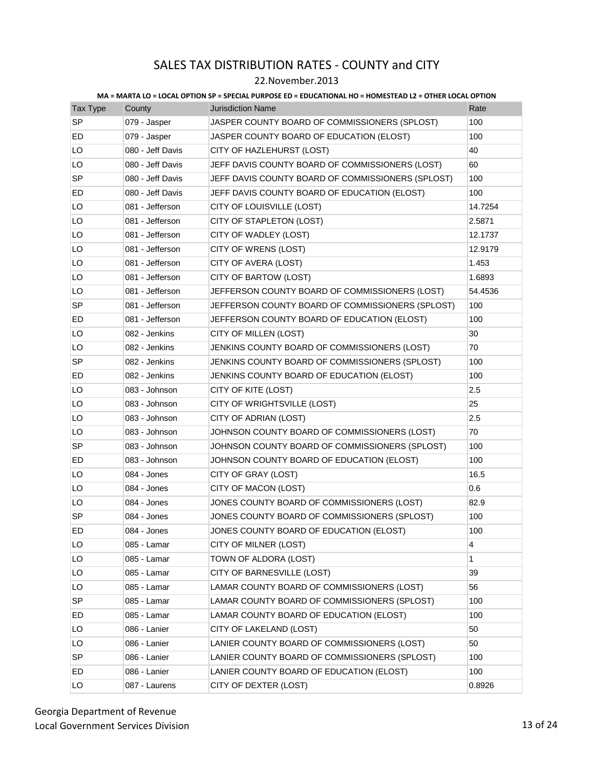# SALES TAX DISTRIBUTION RATES - COUNTY and CITY

22.November.2013

**MA = MARTA LO = LOCAL OPTION SP = SPECIAL PURPOSE ED = EDUCATIONAL HO = HOMESTEAD L2 = OTHER LOCAL OPTION**

| Tax Type | County | Jurisdiction Name | Rate |
|---|---|---|---|
| SP | 079 - Jasper | JASPER COUNTY BOARD OF COMMISSIONERS (SPLOST) | 100 |
| ED | 079 - Jasper | JASPER COUNTY BOARD OF EDUCATION (ELOST) | 100 |
| LO | 080 - Jeff Davis | CITY OF HAZLEHURST (LOST) | 40 |
| LO | 080 - Jeff Davis | JEFF DAVIS COUNTY BOARD OF COMMISSIONERS (LOST) | 60 |
| SP | 080 - Jeff Davis | JEFF DAVIS COUNTY BOARD OF COMMISSIONERS (SPLOST) | 100 |
| ED | 080 - Jeff Davis | JEFF DAVIS COUNTY BOARD OF EDUCATION (ELOST) | 100 |
| LO | 081 - Jefferson | CITY OF LOUISVILLE (LOST) | 14.7254 |
| LO | 081 - Jefferson | CITY OF STAPLETON (LOST) | 2.5871 |
| LO | 081 - Jefferson | CITY OF WADLEY (LOST) | 12.1737 |
| LO | 081 - Jefferson | CITY OF WRENS (LOST) | 12.9179 |
| LO | 081 - Jefferson | CITY OF AVERA (LOST) | 1.453 |
| LO | 081 - Jefferson | CITY OF BARTOW (LOST) | 1.6893 |
| LO | 081 - Jefferson | JEFFERSON COUNTY BOARD OF COMMISSIONERS (LOST) | 54.4536 |
| SP | 081 - Jefferson | JEFFERSON COUNTY BOARD OF COMMISSIONERS (SPLOST) | 100 |
| ED | 081 - Jefferson | JEFFERSON COUNTY BOARD OF EDUCATION (ELOST) | 100 |
| LO | 082 - Jenkins | CITY OF MILLEN (LOST) | 30 |
| LO | 082 - Jenkins | JENKINS COUNTY BOARD OF COMMISSIONERS (LOST) | 70 |
| SP | 082 - Jenkins | JENKINS COUNTY BOARD OF COMMISSIONERS (SPLOST) | 100 |
| ED | 082 - Jenkins | JENKINS COUNTY BOARD OF EDUCATION (ELOST) | 100 |
| LO | 083 - Johnson | CITY OF KITE (LOST) | 2.5 |
| LO | 083 - Johnson | CITY OF WRIGHTSVILLE (LOST) | 25 |
| LO | 083 - Johnson | CITY OF ADRIAN (LOST) | 2.5 |
| LO | 083 - Johnson | JOHNSON COUNTY BOARD OF COMMISSIONERS (LOST) | 70 |
| SP | 083 - Johnson | JOHNSON COUNTY BOARD OF COMMISSIONERS (SPLOST) | 100 |
| ED | 083 - Johnson | JOHNSON COUNTY BOARD OF EDUCATION (ELOST) | 100 |
| LO | 084 - Jones | CITY OF GRAY (LOST) | 16.5 |
| LO | 084 - Jones | CITY OF MACON (LOST) | 0.6 |
| LO | 084 - Jones | JONES COUNTY BOARD OF COMMISSIONERS (LOST) | 82.9 |
| SP | 084 - Jones | JONES COUNTY BOARD OF COMMISSIONERS (SPLOST) | 100 |
| ED | 084 - Jones | JONES COUNTY BOARD OF EDUCATION (ELOST) | 100 |
| LO | 085 - Lamar | CITY OF MILNER (LOST) | 4 |
| LO | 085 - Lamar | TOWN OF ALDORA (LOST) | 1 |
| LO | 085 - Lamar | CITY OF BARNESVILLE (LOST) | 39 |
| LO | 085 - Lamar | LAMAR COUNTY BOARD OF COMMISSIONERS (LOST) | 56 |
| SP | 085 - Lamar | LAMAR COUNTY BOARD OF COMMISSIONERS (SPLOST) | 100 |
| ED | 085 - Lamar | LAMAR COUNTY BOARD OF EDUCATION (ELOST) | 100 |
| LO | 086 - Lanier | CITY OF LAKELAND (LOST) | 50 |
| LO | 086 - Lanier | LANIER COUNTY BOARD OF COMMISSIONERS (LOST) | 50 |
| SP | 086 - Lanier | LANIER COUNTY BOARD OF COMMISSIONERS (SPLOST) | 100 |
| ED | 086 - Lanier | LANIER COUNTY BOARD OF EDUCATION (ELOST) | 100 |
| LO | 087 - Laurens | CITY OF DEXTER (LOST) | 0.8926 |

Georgia Department of Revenue
Local Government Services Division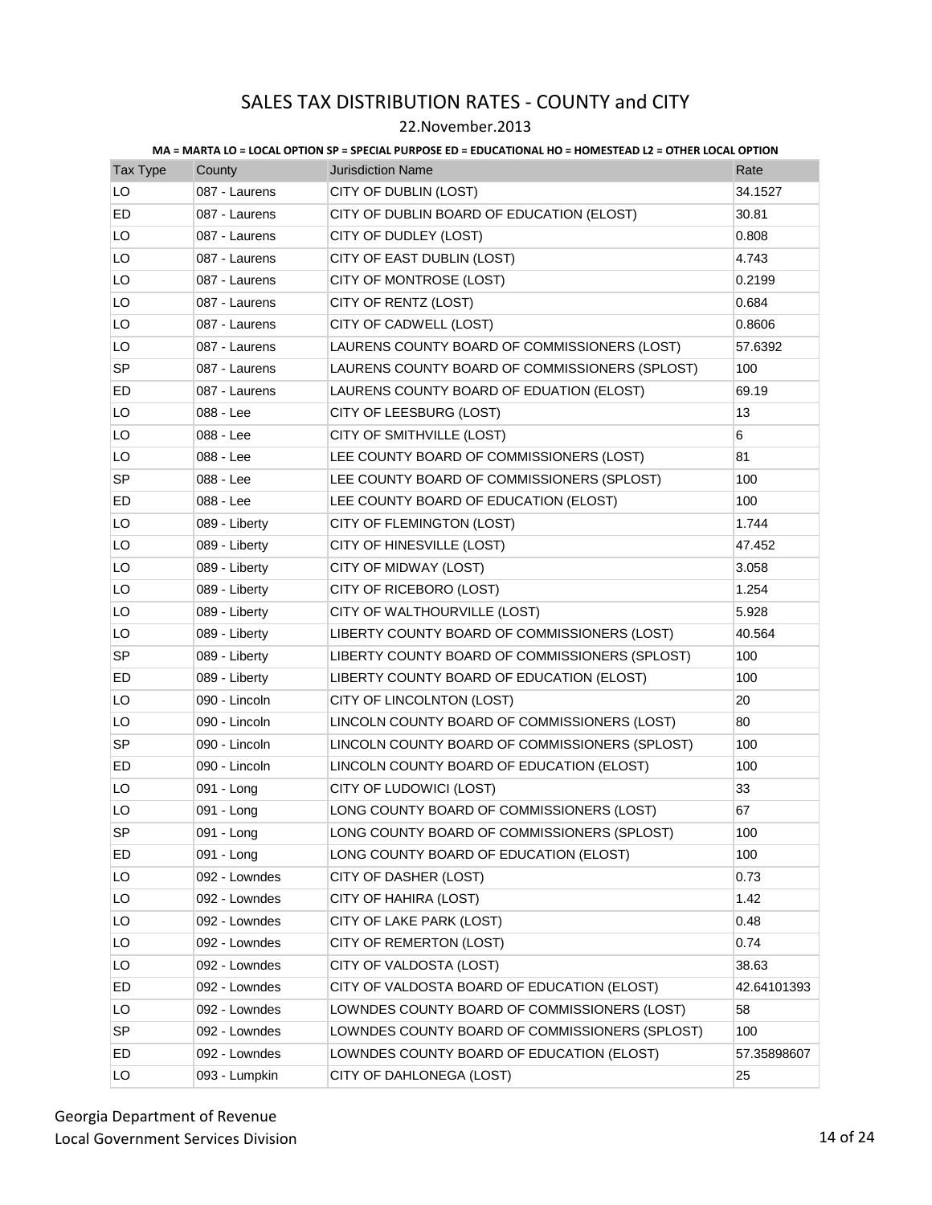# SALES TAX DISTRIBUTION RATES - COUNTY and CITY

22.November.2013

**MA = MARTA LO = LOCAL OPTION SP = SPECIAL PURPOSE ED = EDUCATIONAL HO = HOMESTEAD L2 = OTHER LOCAL OPTION**

| Tax Type | County | Jurisdiction Name | Rate |
|---|---|---|---|
| LO | 087 - Laurens | CITY OF DUBLIN (LOST) | 34.1527 |
| ED | 087 - Laurens | CITY OF DUBLIN BOARD OF EDUCATION (ELOST) | 30.81 |
| LO | 087 - Laurens | CITY OF DUDLEY (LOST) | 0.808 |
| LO | 087 - Laurens | CITY OF EAST DUBLIN (LOST) | 4.743 |
| LO | 087 - Laurens | CITY OF MONTROSE (LOST) | 0.2199 |
| LO | 087 - Laurens | CITY OF RENTZ (LOST) | 0.684 |
| LO | 087 - Laurens | CITY OF CADWELL (LOST) | 0.8606 |
| LO | 087 - Laurens | LAURENS COUNTY BOARD OF COMMISSIONERS (LOST) | 57.6392 |
| SP | 087 - Laurens | LAURENS COUNTY BOARD OF COMMISSIONERS (SPLOST) | 100 |
| ED | 087 - Laurens | LAURENS COUNTY BOARD OF EDUATION (ELOST) | 69.19 |
| LO | 088 - Lee | CITY OF LEESBURG (LOST) | 13 |
| LO | 088 - Lee | CITY OF SMITHVILLE (LOST) | 6 |
| LO | 088 - Lee | LEE COUNTY BOARD OF COMMISSIONERS (LOST) | 81 |
| SP | 088 - Lee | LEE COUNTY BOARD OF COMMISSIONERS (SPLOST) | 100 |
| ED | 088 - Lee | LEE COUNTY BOARD OF EDUCATION (ELOST) | 100 |
| LO | 089 - Liberty | CITY OF FLEMINGTON (LOST) | 1.744 |
| LO | 089 - Liberty | CITY OF HINESVILLE (LOST) | 47.452 |
| LO | 089 - Liberty | CITY OF MIDWAY (LOST) | 3.058 |
| LO | 089 - Liberty | CITY OF RICEBORO (LOST) | 1.254 |
| LO | 089 - Liberty | CITY OF WALTHOURVILLE (LOST) | 5.928 |
| LO | 089 - Liberty | LIBERTY COUNTY BOARD OF COMMISSIONERS (LOST) | 40.564 |
| SP | 089 - Liberty | LIBERTY COUNTY BOARD OF COMMISSIONERS (SPLOST) | 100 |
| ED | 089 - Liberty | LIBERTY COUNTY BOARD OF EDUCATION (ELOST) | 100 |
| LO | 090 - Lincoln | CITY OF LINCOLNTON (LOST) | 20 |
| LO | 090 - Lincoln | LINCOLN COUNTY BOARD OF COMMISSIONERS (LOST) | 80 |
| SP | 090 - Lincoln | LINCOLN COUNTY BOARD OF COMMISSIONERS (SPLOST) | 100 |
| ED | 090 - Lincoln | LINCOLN COUNTY BOARD OF EDUCATION (ELOST) | 100 |
| LO | 091 - Long | CITY OF LUDOWICI (LOST) | 33 |
| LO | 091 - Long | LONG COUNTY BOARD OF COMMISSIONERS (LOST) | 67 |
| SP | 091 - Long | LONG COUNTY BOARD OF COMMISSIONERS (SPLOST) | 100 |
| ED | 091 - Long | LONG COUNTY BOARD OF EDUCATION (ELOST) | 100 |
| LO | 092 - Lowndes | CITY OF DASHER (LOST) | 0.73 |
| LO | 092 - Lowndes | CITY OF HAHIRA (LOST) | 1.42 |
| LO | 092 - Lowndes | CITY OF LAKE PARK (LOST) | 0.48 |
| LO | 092 - Lowndes | CITY OF REMERTON (LOST) | 0.74 |
| LO | 092 - Lowndes | CITY OF VALDOSTA (LOST) | 38.63 |
| ED | 092 - Lowndes | CITY OF VALDOSTA BOARD OF EDUCATION (ELOST) | 42.64101393 |
| LO | 092 - Lowndes | LOWNDES COUNTY BOARD OF COMMISSIONERS (LOST) | 58 |
| SP | 092 - Lowndes | LOWNDES COUNTY BOARD OF COMMISSIONERS (SPLOST) | 100 |
| ED | 092 - Lowndes | LOWNDES COUNTY BOARD OF EDUCATION (ELOST) | 57.35898607 |
| LO | 093 - Lumpkin | CITY OF DAHLONEGA (LOST) | 25 |

Georgia Department of Revenue
Local Government Services Division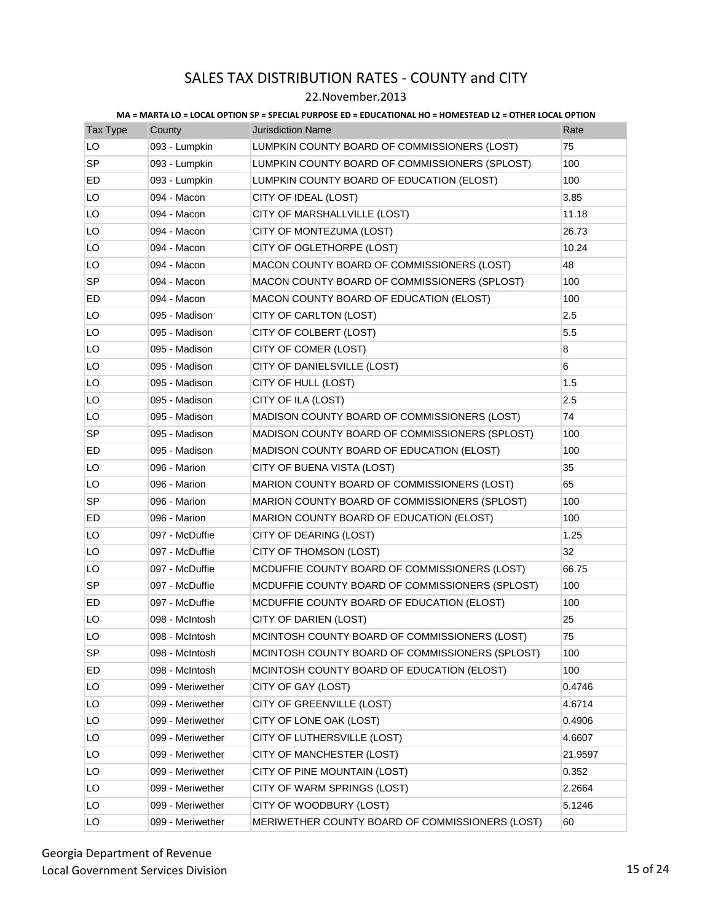# SALES TAX DISTRIBUTION RATES - COUNTY and CITY

22.November.2013

**MA = MARTA LO = LOCAL OPTION SP = SPECIAL PURPOSE ED = EDUCATIONAL HO = HOMESTEAD L2 = OTHER LOCAL OPTION**

| Tax Type | County | Jurisdiction Name | Rate |
|---|---|---|---|
| LO | 093 - Lumpkin | LUMPKIN COUNTY BOARD OF COMMISSIONERS (LOST) | 75 |
| SP | 093 - Lumpkin | LUMPKIN COUNTY BOARD OF COMMISSIONERS (SPLOST) | 100 |
| ED | 093 - Lumpkin | LUMPKIN COUNTY BOARD OF EDUCATION (ELOST) | 100 |
| LO | 094 - Macon | CITY OF IDEAL (LOST) | 3.85 |
| LO | 094 - Macon | CITY OF MARSHALLVILLE (LOST) | 11.18 |
| LO | 094 - Macon | CITY OF MONTEZUMA (LOST) | 26.73 |
| LO | 094 - Macon | CITY OF OGLETHORPE (LOST) | 10.24 |
| LO | 094 - Macon | MACON COUNTY BOARD OF COMMISSIONERS (LOST) | 48 |
| SP | 094 - Macon | MACON COUNTY BOARD OF COMMISSIONERS (SPLOST) | 100 |
| ED | 094 - Macon | MACON COUNTY BOARD OF EDUCATION (ELOST) | 100 |
| LO | 095 - Madison | CITY OF CARLTON (LOST) | 2.5 |
| LO | 095 - Madison | CITY OF COLBERT (LOST) | 5.5 |
| LO | 095 - Madison | CITY OF COMER (LOST) | 8 |
| LO | 095 - Madison | CITY OF DANIELSVILLE (LOST) | 6 |
| LO | 095 - Madison | CITY OF HULL (LOST) | 1.5 |
| LO | 095 - Madison | CITY OF ILA (LOST) | 2.5 |
| LO | 095 - Madison | MADISON COUNTY BOARD OF COMMISSIONERS (LOST) | 74 |
| SP | 095 - Madison | MADISON COUNTY BOARD OF COMMISSIONERS (SPLOST) | 100 |
| ED | 095 - Madison | MADISON COUNTY BOARD OF EDUCATION (ELOST) | 100 |
| LO | 096 - Marion | CITY OF BUENA VISTA (LOST) | 35 |
| LO | 096 - Marion | MARION COUNTY BOARD OF COMMISSIONERS (LOST) | 65 |
| SP | 096 - Marion | MARION COUNTY BOARD OF COMMISSIONERS (SPLOST) | 100 |
| ED | 096 - Marion | MARION COUNTY BOARD OF EDUCATION (ELOST) | 100 |
| LO | 097 - McDuffie | CITY OF DEARING (LOST) | 1.25 |
| LO | 097 - McDuffie | CITY OF THOMSON (LOST) | 32 |
| LO | 097 - McDuffie | MCDUFFIE COUNTY BOARD OF COMMISSIONERS (LOST) | 66.75 |
| SP | 097 - McDuffie | MCDUFFIE COUNTY BOARD OF COMMISSIONERS (SPLOST) | 100 |
| ED | 097 - McDuffie | MCDUFFIE COUNTY BOARD OF EDUCATION (ELOST) | 100 |
| LO | 098 - McIntosh | CITY OF DARIEN (LOST) | 25 |
| LO | 098 - McIntosh | MCINTOSH COUNTY BOARD OF COMMISSIONERS (LOST) | 75 |
| SP | 098 - McIntosh | MCINTOSH COUNTY BOARD OF COMMISSIONERS (SPLOST) | 100 |
| ED | 098 - McIntosh | MCINTOSH COUNTY BOARD OF EDUCATION (ELOST) | 100 |
| LO | 099 - Meriwether | CITY OF GAY (LOST) | 0.4746 |
| LO | 099 - Meriwether | CITY OF GREENVILLE (LOST) | 4.6714 |
| LO | 099 - Meriwether | CITY OF LONE OAK (LOST) | 0.4906 |
| LO | 099 - Meriwether | CITY OF LUTHERSVILLE (LOST) | 4.6607 |
| LO | 099 - Meriwether | CITY OF MANCHESTER (LOST) | 21.9597 |
| LO | 099 - Meriwether | CITY OF PINE MOUNTAIN (LOST) | 0.352 |
| LO | 099 - Meriwether | CITY OF WARM SPRINGS (LOST) | 2.2664 |
| LO | 099 - Meriwether | CITY OF WOODBURY (LOST) | 5.1246 |
| LO | 099 - Meriwether | MERIWETHER COUNTY BOARD OF COMMISSIONERS (LOST) | 60 |

Georgia Department of Revenue
Local Government Services Division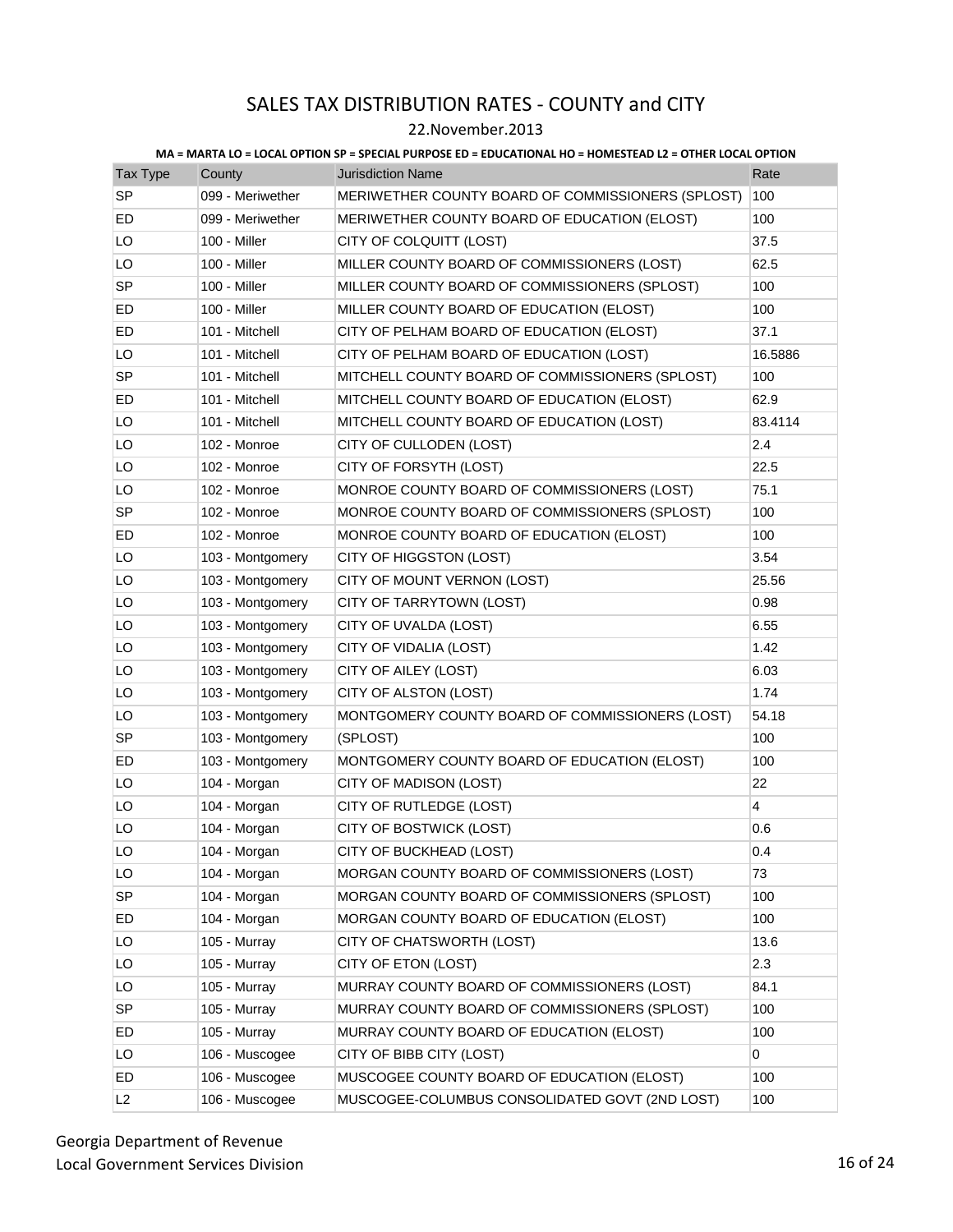# SALES TAX DISTRIBUTION RATES - COUNTY and CITY

22.November.2013

**MA = MARTA LO = LOCAL OPTION SP = SPECIAL PURPOSE ED = EDUCATIONAL HO = HOMESTEAD L2 = OTHER LOCAL OPTION**

| Tax Type | County | Jurisdiction Name | Rate |
|---|---|---|---|
| SP | 099 - Meriwether | MERIWETHER COUNTY BOARD OF COMMISSIONERS (SPLOST) | 100 |
| ED | 099 - Meriwether | MERIWETHER COUNTY BOARD OF EDUCATION (ELOST) | 100 |
| LO | 100 - Miller | CITY OF COLQUITT (LOST) | 37.5 |
| LO | 100 - Miller | MILLER COUNTY BOARD OF COMMISSIONERS (LOST) | 62.5 |
| SP | 100 - Miller | MILLER COUNTY BOARD OF COMMISSIONERS (SPLOST) | 100 |
| ED | 100 - Miller | MILLER COUNTY BOARD OF EDUCATION (ELOST) | 100 |
| ED | 101 - Mitchell | CITY OF PELHAM BOARD OF EDUCATION (ELOST) | 37.1 |
| LO | 101 - Mitchell | CITY OF PELHAM BOARD OF EDUCATION (LOST) | 16.5886 |
| SP | 101 - Mitchell | MITCHELL COUNTY BOARD OF COMMISSIONERS (SPLOST) | 100 |
| ED | 101 - Mitchell | MITCHELL COUNTY BOARD OF EDUCATION (ELOST) | 62.9 |
| LO | 101 - Mitchell | MITCHELL COUNTY BOARD OF EDUCATION (LOST) | 83.4114 |
| LO | 102 - Monroe | CITY OF CULLODEN (LOST) | 2.4 |
| LO | 102 - Monroe | CITY OF FORSYTH (LOST) | 22.5 |
| LO | 102 - Monroe | MONROE COUNTY BOARD OF COMMISSIONERS (LOST) | 75.1 |
| SP | 102 - Monroe | MONROE COUNTY BOARD OF COMMISSIONERS (SPLOST) | 100 |
| ED | 102 - Monroe | MONROE COUNTY BOARD OF EDUCATION (ELOST) | 100 |
| LO | 103 - Montgomery | CITY OF HIGGSTON (LOST) | 3.54 |
| LO | 103 - Montgomery | CITY OF MOUNT VERNON (LOST) | 25.56 |
| LO | 103 - Montgomery | CITY OF TARRYTOWN (LOST) | 0.98 |
| LO | 103 - Montgomery | CITY OF UVALDA (LOST) | 6.55 |
| LO | 103 - Montgomery | CITY OF VIDALIA (LOST) | 1.42 |
| LO | 103 - Montgomery | CITY OF AILEY (LOST) | 6.03 |
| LO | 103 - Montgomery | CITY OF ALSTON (LOST) | 1.74 |
| LO | 103 - Montgomery | MONTGOMERY COUNTY BOARD OF COMMISSIONERS (LOST) | 54.18 |
| SP | 103 - Montgomery | (SPLOST) | 100 |
| ED | 103 - Montgomery | MONTGOMERY COUNTY BOARD OF EDUCATION (ELOST) | 100 |
| LO | 104 - Morgan | CITY OF MADISON (LOST) | 22 |
| LO | 104 - Morgan | CITY OF RUTLEDGE (LOST) | 4 |
| LO | 104 - Morgan | CITY OF BOSTWICK (LOST) | 0.6 |
| LO | 104 - Morgan | CITY OF BUCKHEAD (LOST) | 0.4 |
| LO | 104 - Morgan | MORGAN COUNTY BOARD OF COMMISSIONERS (LOST) | 73 |
| SP | 104 - Morgan | MORGAN COUNTY BOARD OF COMMISSIONERS (SPLOST) | 100 |
| ED | 104 - Morgan | MORGAN COUNTY BOARD OF EDUCATION (ELOST) | 100 |
| LO | 105 - Murray | CITY OF CHATSWORTH (LOST) | 13.6 |
| LO | 105 - Murray | CITY OF ETON (LOST) | 2.3 |
| LO | 105 - Murray | MURRAY COUNTY BOARD OF COMMISSIONERS (LOST) | 84.1 |
| SP | 105 - Murray | MURRAY COUNTY BOARD OF COMMISSIONERS (SPLOST) | 100 |
| ED | 105 - Murray | MURRAY COUNTY BOARD OF EDUCATION (ELOST) | 100 |
| LO | 106 - Muscogee | CITY OF BIBB CITY (LOST) | 0 |
| ED | 106 - Muscogee | MUSCOGEE COUNTY BOARD OF EDUCATION (ELOST) | 100 |
| L2 | 106 - Muscogee | MUSCOGEE-COLUMBUS CONSOLIDATED GOVT (2ND LOST) | 100 |

Georgia Department of Revenue
Local Government Services Division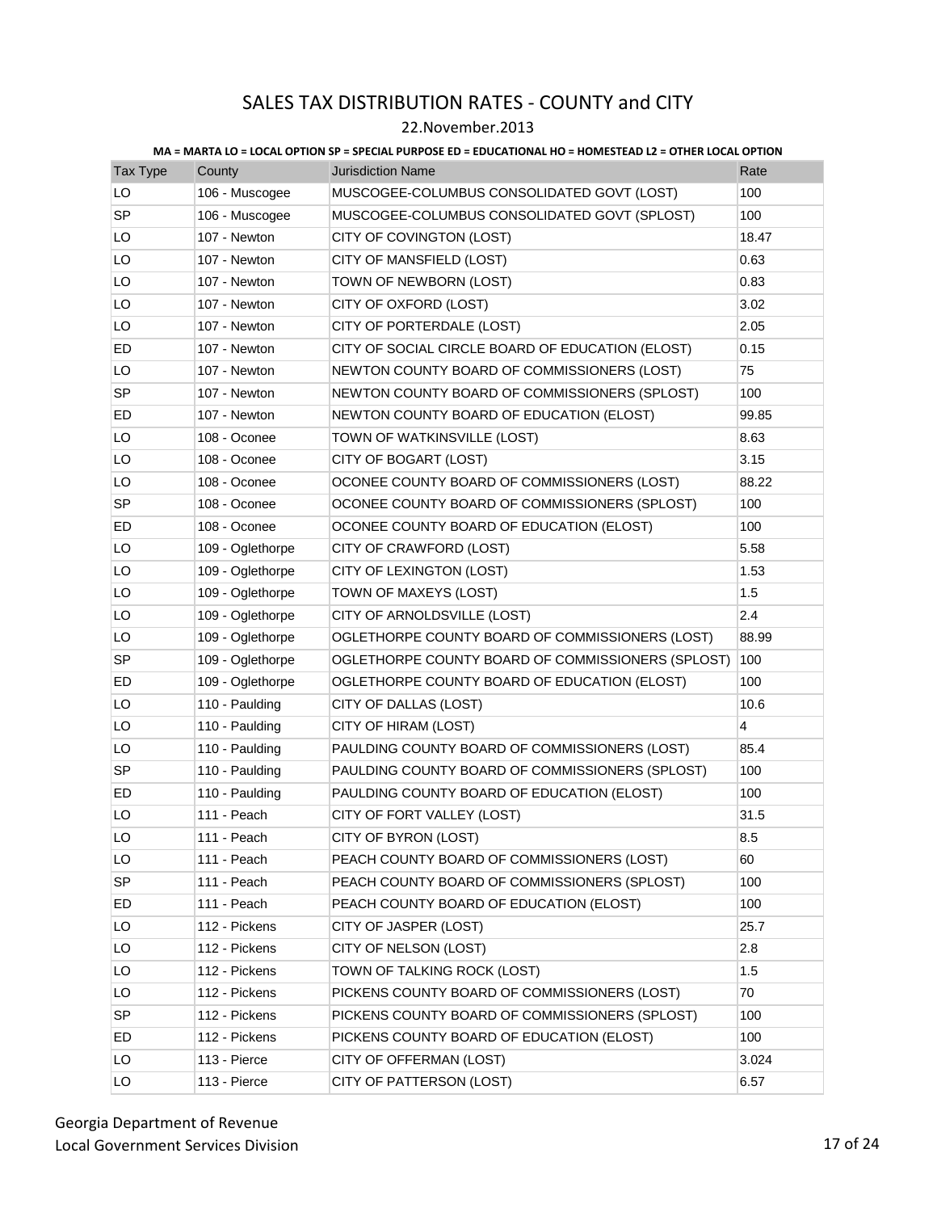# SALES TAX DISTRIBUTION RATES - COUNTY and CITY

22.November.2013

**MA = MARTA LO = LOCAL OPTION SP = SPECIAL PURPOSE ED = EDUCATIONAL HO = HOMESTEAD L2 = OTHER LOCAL OPTION**

| Tax Type | County | Jurisdiction Name | Rate |
|---|---|---|---|
| LO | 106 - Muscogee | MUSCOGEE-COLUMBUS CONSOLIDATED GOVT (LOST) | 100 |
| SP | 106 - Muscogee | MUSCOGEE-COLUMBUS CONSOLIDATED GOVT (SPLOST) | 100 |
| LO | 107 - Newton | CITY OF COVINGTON (LOST) | 18.47 |
| LO | 107 - Newton | CITY OF MANSFIELD (LOST) | 0.63 |
| LO | 107 - Newton | TOWN OF NEWBORN (LOST) | 0.83 |
| LO | 107 - Newton | CITY OF OXFORD (LOST) | 3.02 |
| LO | 107 - Newton | CITY OF PORTERDALE (LOST) | 2.05 |
| ED | 107 - Newton | CITY OF SOCIAL CIRCLE BOARD OF EDUCATION (ELOST) | 0.15 |
| LO | 107 - Newton | NEWTON COUNTY BOARD OF COMMISSIONERS (LOST) | 75 |
| SP | 107 - Newton | NEWTON COUNTY BOARD OF COMMISSIONERS (SPLOST) | 100 |
| ED | 107 - Newton | NEWTON COUNTY BOARD OF EDUCATION (ELOST) | 99.85 |
| LO | 108 - Oconee | TOWN OF WATKINSVILLE (LOST) | 8.63 |
| LO | 108 - Oconee | CITY OF BOGART (LOST) | 3.15 |
| LO | 108 - Oconee | OCONEE COUNTY BOARD OF COMMISSIONERS (LOST) | 88.22 |
| SP | 108 - Oconee | OCONEE COUNTY BOARD OF COMMISSIONERS (SPLOST) | 100 |
| ED | 108 - Oconee | OCONEE COUNTY BOARD OF EDUCATION (ELOST) | 100 |
| LO | 109 - Oglethorpe | CITY OF CRAWFORD (LOST) | 5.58 |
| LO | 109 - Oglethorpe | CITY OF LEXINGTON (LOST) | 1.53 |
| LO | 109 - Oglethorpe | TOWN OF MAXEYS (LOST) | 1.5 |
| LO | 109 - Oglethorpe | CITY OF ARNOLDSVILLE (LOST) | 2.4 |
| LO | 109 - Oglethorpe | OGLETHORPE COUNTY BOARD OF COMMISSIONERS (LOST) | 88.99 |
| SP | 109 - Oglethorpe | OGLETHORPE COUNTY BOARD OF COMMISSIONERS (SPLOST) | 100 |
| ED | 109 - Oglethorpe | OGLETHORPE COUNTY BOARD OF EDUCATION (ELOST) | 100 |
| LO | 110 - Paulding | CITY OF DALLAS (LOST) | 10.6 |
| LO | 110 - Paulding | CITY OF HIRAM (LOST) | 4 |
| LO | 110 - Paulding | PAULDING COUNTY BOARD OF COMMISSIONERS (LOST) | 85.4 |
| SP | 110 - Paulding | PAULDING COUNTY BOARD OF COMMISSIONERS (SPLOST) | 100 |
| ED | 110 - Paulding | PAULDING COUNTY BOARD OF EDUCATION (ELOST) | 100 |
| LO | 111 - Peach | CITY OF FORT VALLEY (LOST) | 31.5 |
| LO | 111 - Peach | CITY OF BYRON (LOST) | 8.5 |
| LO | 111 - Peach | PEACH COUNTY BOARD OF COMMISSIONERS (LOST) | 60 |
| SP | 111 - Peach | PEACH COUNTY BOARD OF COMMISSIONERS (SPLOST) | 100 |
| ED | 111 - Peach | PEACH COUNTY BOARD OF EDUCATION (ELOST) | 100 |
| LO | 112 - Pickens | CITY OF JASPER (LOST) | 25.7 |
| LO | 112 - Pickens | CITY OF NELSON (LOST) | 2.8 |
| LO | 112 - Pickens | TOWN OF TALKING ROCK (LOST) | 1.5 |
| LO | 112 - Pickens | PICKENS COUNTY BOARD OF COMMISSIONERS (LOST) | 70 |
| SP | 112 - Pickens | PICKENS COUNTY BOARD OF COMMISSIONERS (SPLOST) | 100 |
| ED | 112 - Pickens | PICKENS COUNTY BOARD OF EDUCATION (ELOST) | 100 |
| LO | 113 - Pierce | CITY OF OFFERMAN (LOST) | 3.024 |
| LO | 113 - Pierce | CITY OF PATTERSON (LOST) | 6.57 |

Georgia Department of Revenue
Local Government Services Division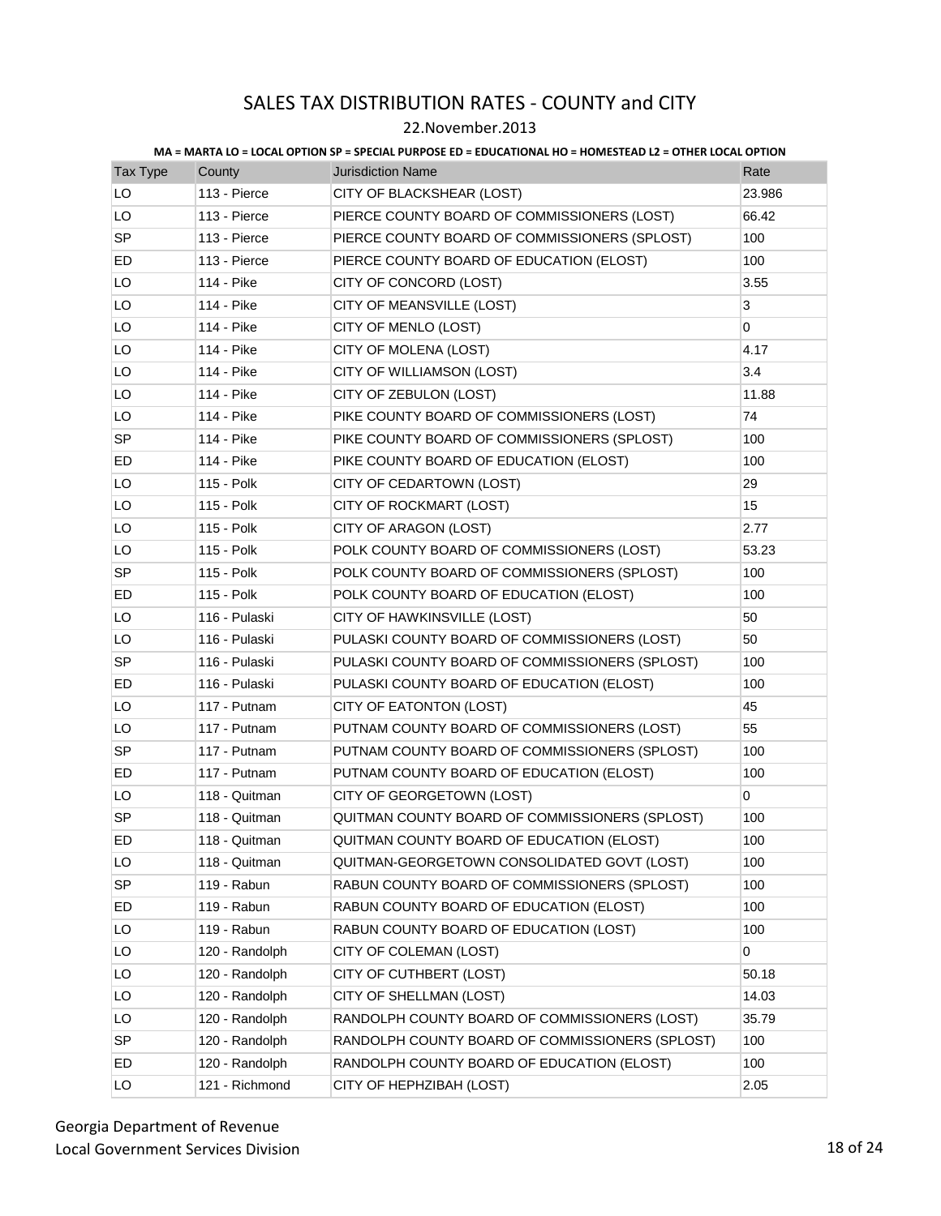# SALES TAX DISTRIBUTION RATES - COUNTY and CITY

22.November.2013

**MA = MARTA LO = LOCAL OPTION SP = SPECIAL PURPOSE ED = EDUCATIONAL HO = HOMESTEAD L2 = OTHER LOCAL OPTION**

| Tax Type | County | Jurisdiction Name | Rate |
|---|---|---|---|
| LO | 113 - Pierce | CITY OF BLACKSHEAR (LOST) | 23.986 |
| LO | 113 - Pierce | PIERCE COUNTY BOARD OF COMMISSIONERS (LOST) | 66.42 |
| SP | 113 - Pierce | PIERCE COUNTY BOARD OF COMMISSIONERS (SPLOST) | 100 |
| ED | 113 - Pierce | PIERCE COUNTY BOARD OF EDUCATION (ELOST) | 100 |
| LO | 114 - Pike | CITY OF CONCORD (LOST) | 3.55 |
| LO | 114 - Pike | CITY OF MEANSVILLE (LOST) | 3 |
| LO | 114 - Pike | CITY OF MENLO (LOST) | 0 |
| LO | 114 - Pike | CITY OF MOLENA (LOST) | 4.17 |
| LO | 114 - Pike | CITY OF WILLIAMSON (LOST) | 3.4 |
| LO | 114 - Pike | CITY OF ZEBULON (LOST) | 11.88 |
| LO | 114 - Pike | PIKE COUNTY BOARD OF COMMISSIONERS (LOST) | 74 |
| SP | 114 - Pike | PIKE COUNTY BOARD OF COMMISSIONERS (SPLOST) | 100 |
| ED | 114 - Pike | PIKE COUNTY BOARD OF EDUCATION (ELOST) | 100 |
| LO | 115 - Polk | CITY OF CEDARTOWN (LOST) | 29 |
| LO | 115 - Polk | CITY OF ROCKMART (LOST) | 15 |
| LO | 115 - Polk | CITY OF ARAGON (LOST) | 2.77 |
| LO | 115 - Polk | POLK COUNTY BOARD OF COMMISSIONERS (LOST) | 53.23 |
| SP | 115 - Polk | POLK COUNTY BOARD OF COMMISSIONERS (SPLOST) | 100 |
| ED | 115 - Polk | POLK COUNTY BOARD OF EDUCATION (ELOST) | 100 |
| LO | 116 - Pulaski | CITY OF HAWKINSVILLE (LOST) | 50 |
| LO | 116 - Pulaski | PULASKI COUNTY BOARD OF COMMISSIONERS (LOST) | 50 |
| SP | 116 - Pulaski | PULASKI COUNTY BOARD OF COMMISSIONERS (SPLOST) | 100 |
| ED | 116 - Pulaski | PULASKI COUNTY BOARD OF EDUCATION (ELOST) | 100 |
| LO | 117 - Putnam | CITY OF EATONTON (LOST) | 45 |
| LO | 117 - Putnam | PUTNAM COUNTY BOARD OF COMMISSIONERS (LOST) | 55 |
| SP | 117 - Putnam | PUTNAM COUNTY BOARD OF COMMISSIONERS (SPLOST) | 100 |
| ED | 117 - Putnam | PUTNAM COUNTY BOARD OF EDUCATION (ELOST) | 100 |
| LO | 118 - Quitman | CITY OF GEORGETOWN (LOST) | 0 |
| SP | 118 - Quitman | QUITMAN COUNTY BOARD OF COMMISSIONERS (SPLOST) | 100 |
| ED | 118 - Quitman | QUITMAN COUNTY BOARD OF EDUCATION (ELOST) | 100 |
| LO | 118 - Quitman | QUITMAN-GEORGETOWN CONSOLIDATED GOVT (LOST) | 100 |
| SP | 119 - Rabun | RABUN COUNTY BOARD OF COMMISSIONERS (SPLOST) | 100 |
| ED | 119 - Rabun | RABUN COUNTY BOARD OF EDUCATION (ELOST) | 100 |
| LO | 119 - Rabun | RABUN COUNTY BOARD OF EDUCATION (LOST) | 100 |
| LO | 120 - Randolph | CITY OF COLEMAN (LOST) | 0 |
| LO | 120 - Randolph | CITY OF CUTHBERT (LOST) | 50.18 |
| LO | 120 - Randolph | CITY OF SHELLMAN (LOST) | 14.03 |
| LO | 120 - Randolph | RANDOLPH COUNTY BOARD OF COMMISSIONERS (LOST) | 35.79 |
| SP | 120 - Randolph | RANDOLPH COUNTY BOARD OF COMMISSIONERS (SPLOST) | 100 |
| ED | 120 - Randolph | RANDOLPH COUNTY BOARD OF EDUCATION (ELOST) | 100 |
| LO | 121 - Richmond | CITY OF HEPHZIBAH (LOST) | 2.05 |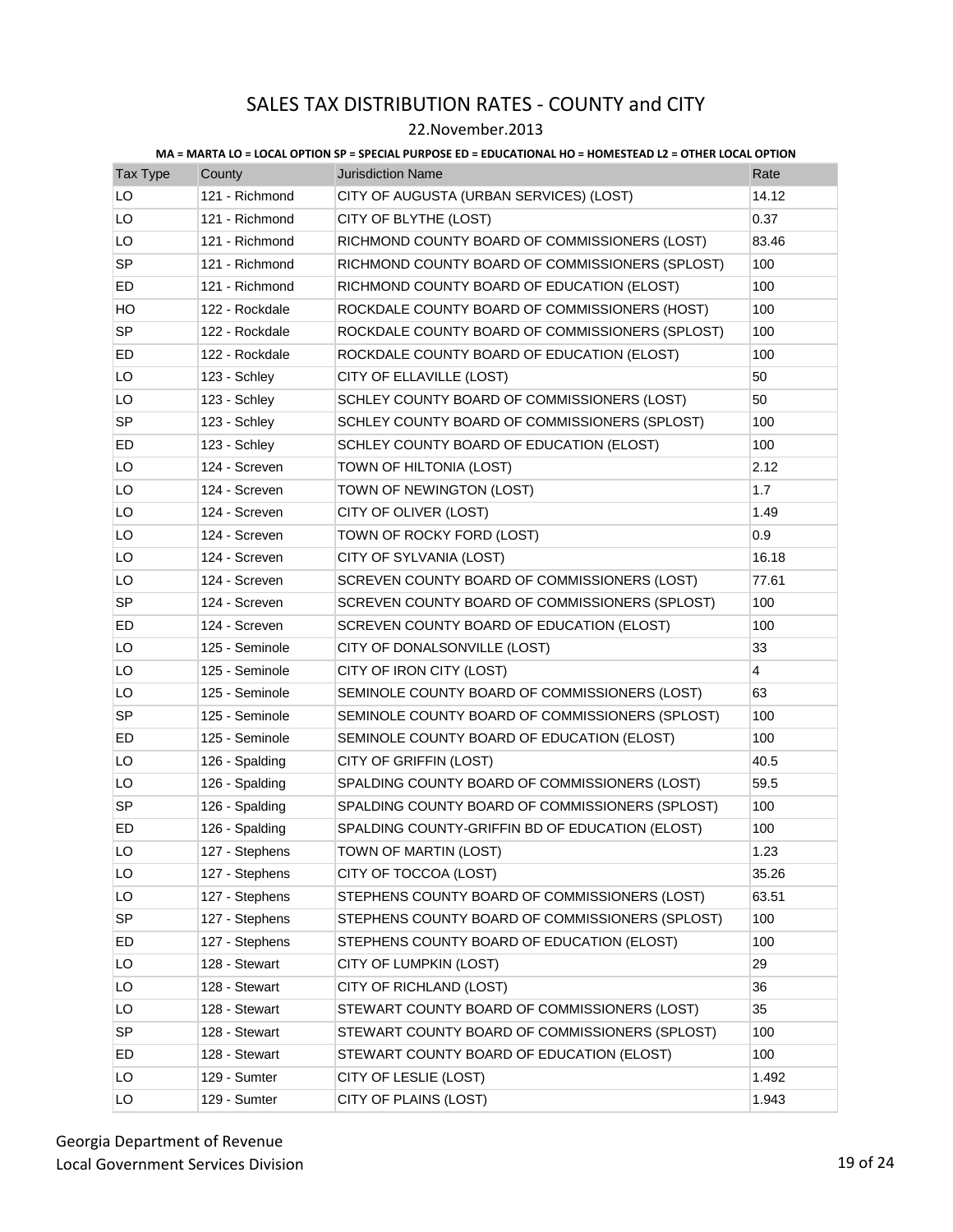# SALES TAX DISTRIBUTION RATES - COUNTY and CITY

22.November.2013

**MA = MARTA LO = LOCAL OPTION SP = SPECIAL PURPOSE ED = EDUCATIONAL HO = HOMESTEAD L2 = OTHER LOCAL OPTION**

| Tax Type | County | Jurisdiction Name | Rate |
|---|---|---|---|
| LO | 121 - Richmond | CITY OF AUGUSTA (URBAN SERVICES) (LOST) | 14.12 |
| LO | 121 - Richmond | CITY OF BLYTHE (LOST) | 0.37 |
| LO | 121 - Richmond | RICHMOND COUNTY BOARD OF COMMISSIONERS (LOST) | 83.46 |
| SP | 121 - Richmond | RICHMOND COUNTY BOARD OF COMMISSIONERS (SPLOST) | 100 |
| ED | 121 - Richmond | RICHMOND COUNTY BOARD OF EDUCATION (ELOST) | 100 |
| HO | 122 - Rockdale | ROCKDALE COUNTY BOARD OF COMMISSIONERS (HOST) | 100 |
| SP | 122 - Rockdale | ROCKDALE COUNTY BOARD OF COMMISSIONERS (SPLOST) | 100 |
| ED | 122 - Rockdale | ROCKDALE COUNTY BOARD OF EDUCATION (ELOST) | 100 |
| LO | 123 - Schley | CITY OF ELLAVILLE (LOST) | 50 |
| LO | 123 - Schley | SCHLEY COUNTY BOARD OF COMMISSIONERS (LOST) | 50 |
| SP | 123 - Schley | SCHLEY COUNTY BOARD OF COMMISSIONERS (SPLOST) | 100 |
| ED | 123 - Schley | SCHLEY COUNTY BOARD OF EDUCATION (ELOST) | 100 |
| LO | 124 - Screven | TOWN OF HILTONIA (LOST) | 2.12 |
| LO | 124 - Screven | TOWN OF NEWINGTON (LOST) | 1.7 |
| LO | 124 - Screven | CITY OF OLIVER (LOST) | 1.49 |
| LO | 124 - Screven | TOWN OF ROCKY FORD (LOST) | 0.9 |
| LO | 124 - Screven | CITY OF SYLVANIA (LOST) | 16.18 |
| LO | 124 - Screven | SCREVEN COUNTY BOARD OF COMMISSIONERS (LOST) | 77.61 |
| SP | 124 - Screven | SCREVEN COUNTY BOARD OF COMMISSIONERS (SPLOST) | 100 |
| ED | 124 - Screven | SCREVEN COUNTY BOARD OF EDUCATION (ELOST) | 100 |
| LO | 125 - Seminole | CITY OF DONALSONVILLE (LOST) | 33 |
| LO | 125 - Seminole | CITY OF IRON CITY (LOST) | 4 |
| LO | 125 - Seminole | SEMINOLE COUNTY BOARD OF COMMISSIONERS (LOST) | 63 |
| SP | 125 - Seminole | SEMINOLE COUNTY BOARD OF COMMISSIONERS (SPLOST) | 100 |
| ED | 125 - Seminole | SEMINOLE COUNTY BOARD OF EDUCATION (ELOST) | 100 |
| LO | 126 - Spalding | CITY OF GRIFFIN (LOST) | 40.5 |
| LO | 126 - Spalding | SPALDING COUNTY BOARD OF COMMISSIONERS (LOST) | 59.5 |
| SP | 126 - Spalding | SPALDING COUNTY BOARD OF COMMISSIONERS (SPLOST) | 100 |
| ED | 126 - Spalding | SPALDING COUNTY-GRIFFIN BD OF EDUCATION (ELOST) | 100 |
| LO | 127 - Stephens | TOWN OF MARTIN (LOST) | 1.23 |
| LO | 127 - Stephens | CITY OF TOCCOA (LOST) | 35.26 |
| LO | 127 - Stephens | STEPHENS COUNTY BOARD OF COMMISSIONERS (LOST) | 63.51 |
| SP | 127 - Stephens | STEPHENS COUNTY BOARD OF COMMISSIONERS (SPLOST) | 100 |
| ED | 127 - Stephens | STEPHENS COUNTY BOARD OF EDUCATION (ELOST) | 100 |
| LO | 128 - Stewart | CITY OF LUMPKIN (LOST) | 29 |
| LO | 128 - Stewart | CITY OF RICHLAND (LOST) | 36 |
| LO | 128 - Stewart | STEWART COUNTY BOARD OF COMMISSIONERS (LOST) | 35 |
| SP | 128 - Stewart | STEWART COUNTY BOARD OF COMMISSIONERS (SPLOST) | 100 |
| ED | 128 - Stewart | STEWART COUNTY BOARD OF EDUCATION (ELOST) | 100 |
| LO | 129 - Sumter | CITY OF LESLIE (LOST) | 1.492 |
| LO | 129 - Sumter | CITY OF PLAINS (LOST) | 1.943 |

Georgia Department of Revenue
Local Government Services Division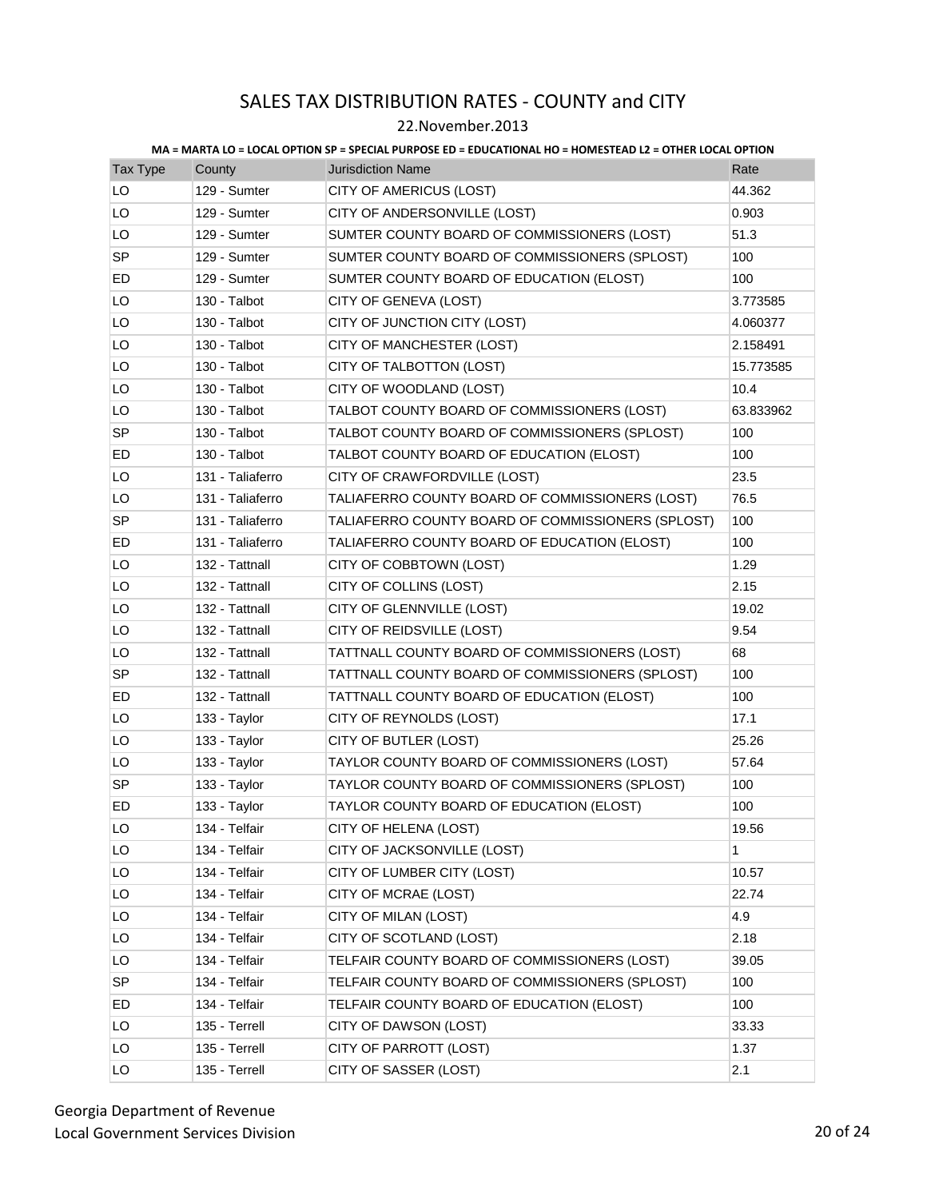# SALES TAX DISTRIBUTION RATES - COUNTY and CITY

22.November.2013

**MA = MARTA LO = LOCAL OPTION SP = SPECIAL PURPOSE ED = EDUCATIONAL HO = HOMESTEAD L2 = OTHER LOCAL OPTION**

| Tax Type | County | Jurisdiction Name | Rate |
|---|---|---|---|
| LO | 129 - Sumter | CITY OF AMERICUS (LOST) | 44.362 |
| LO | 129 - Sumter | CITY OF ANDERSONVILLE (LOST) | 0.903 |
| LO | 129 - Sumter | SUMTER COUNTY BOARD OF COMMISSIONERS (LOST) | 51.3 |
| SP | 129 - Sumter | SUMTER COUNTY BOARD OF COMMISSIONERS (SPLOST) | 100 |
| ED | 129 - Sumter | SUMTER COUNTY BOARD OF EDUCATION (ELOST) | 100 |
| LO | 130 - Talbot | CITY OF GENEVA (LOST) | 3.773585 |
| LO | 130 - Talbot | CITY OF JUNCTION CITY (LOST) | 4.060377 |
| LO | 130 - Talbot | CITY OF MANCHESTER (LOST) | 2.158491 |
| LO | 130 - Talbot | CITY OF TALBOTTON (LOST) | 15.773585 |
| LO | 130 - Talbot | CITY OF WOODLAND (LOST) | 10.4 |
| LO | 130 - Talbot | TALBOT COUNTY BOARD OF COMMISSIONERS (LOST) | 63.833962 |
| SP | 130 - Talbot | TALBOT COUNTY BOARD OF COMMISSIONERS (SPLOST) | 100 |
| ED | 130 - Talbot | TALBOT COUNTY BOARD OF EDUCATION (ELOST) | 100 |
| LO | 131 - Taliaferro | CITY OF CRAWFORDVILLE (LOST) | 23.5 |
| LO | 131 - Taliaferro | TALIAFERRO COUNTY BOARD OF COMMISSIONERS (LOST) | 76.5 |
| SP | 131 - Taliaferro | TALIAFERRO COUNTY BOARD OF COMMISSIONERS (SPLOST) | 100 |
| ED | 131 - Taliaferro | TALIAFERRO COUNTY BOARD OF EDUCATION (ELOST) | 100 |
| LO | 132 - Tattnall | CITY OF COBBTOWN (LOST) | 1.29 |
| LO | 132 - Tattnall | CITY OF COLLINS (LOST) | 2.15 |
| LO | 132 - Tattnall | CITY OF GLENNVILLE (LOST) | 19.02 |
| LO | 132 - Tattnall | CITY OF REIDSVILLE (LOST) | 9.54 |
| LO | 132 - Tattnall | TATTNALL COUNTY BOARD OF COMMISSIONERS (LOST) | 68 |
| SP | 132 - Tattnall | TATTNALL COUNTY BOARD OF COMMISSIONERS (SPLOST) | 100 |
| ED | 132 - Tattnall | TATTNALL COUNTY BOARD OF EDUCATION (ELOST) | 100 |
| LO | 133 - Taylor | CITY OF REYNOLDS (LOST) | 17.1 |
| LO | 133 - Taylor | CITY OF BUTLER (LOST) | 25.26 |
| LO | 133 - Taylor | TAYLOR COUNTY BOARD OF COMMISSIONERS (LOST) | 57.64 |
| SP | 133 - Taylor | TAYLOR COUNTY BOARD OF COMMISSIONERS (SPLOST) | 100 |
| ED | 133 - Taylor | TAYLOR COUNTY BOARD OF EDUCATION (ELOST) | 100 |
| LO | 134 - Telfair | CITY OF HELENA (LOST) | 19.56 |
| LO | 134 - Telfair | CITY OF JACKSONVILLE (LOST) | 1 |
| LO | 134 - Telfair | CITY OF LUMBER CITY (LOST) | 10.57 |
| LO | 134 - Telfair | CITY OF MCRAE (LOST) | 22.74 |
| LO | 134 - Telfair | CITY OF MILAN (LOST) | 4.9 |
| LO | 134 - Telfair | CITY OF SCOTLAND (LOST) | 2.18 |
| LO | 134 - Telfair | TELFAIR COUNTY BOARD OF COMMISSIONERS (LOST) | 39.05 |
| SP | 134 - Telfair | TELFAIR COUNTY BOARD OF COMMISSIONERS (SPLOST) | 100 |
| ED | 134 - Telfair | TELFAIR COUNTY BOARD OF EDUCATION (ELOST) | 100 |
| LO | 135 - Terrell | CITY OF DAWSON (LOST) | 33.33 |
| LO | 135 - Terrell | CITY OF PARROTT (LOST) | 1.37 |
| LO | 135 - Terrell | CITY OF SASSER (LOST) | 2.1 |

Georgia Department of Revenue
Local Government Services Division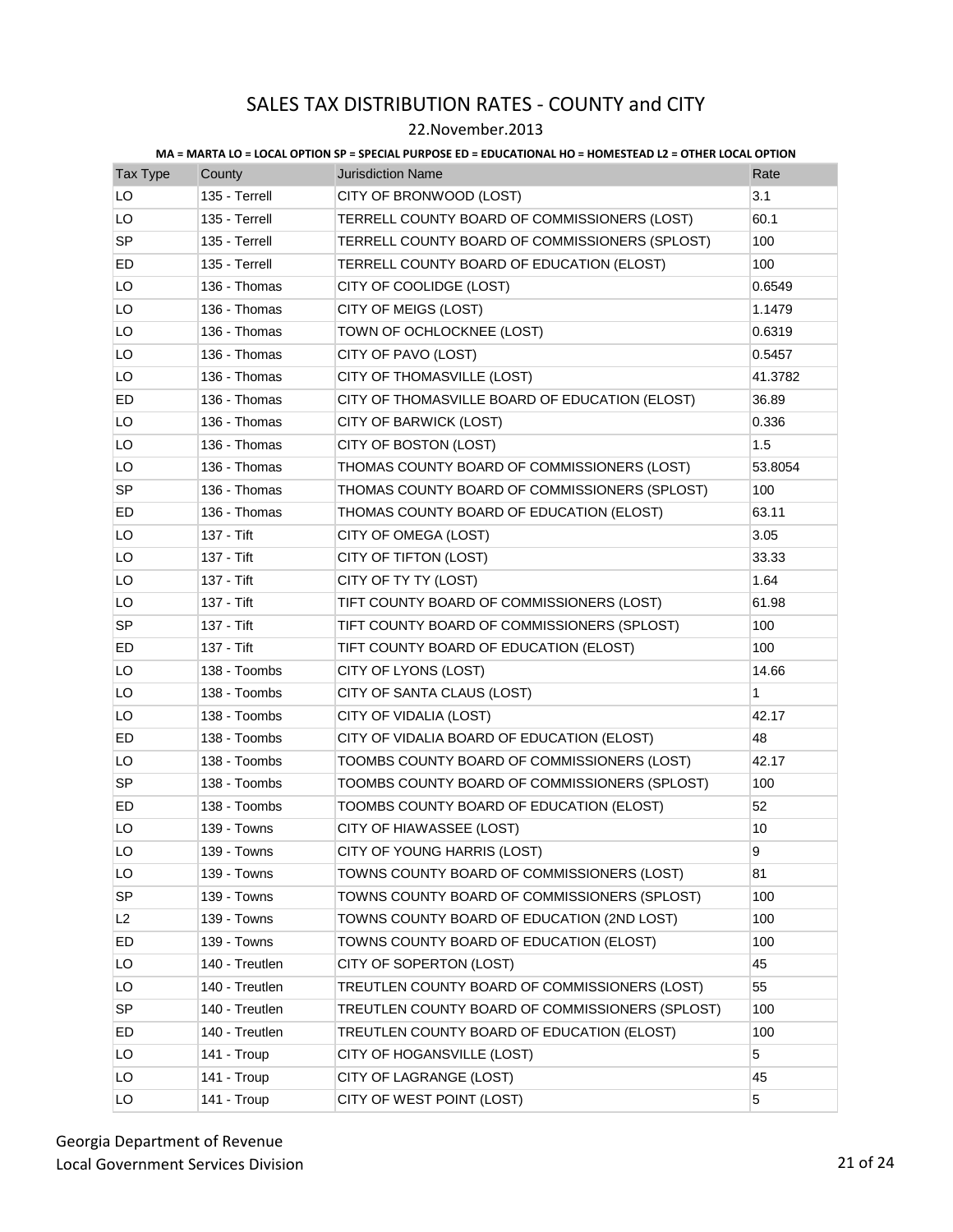# SALES TAX DISTRIBUTION RATES - COUNTY and CITY

22.November.2013

**MA = MARTA LO = LOCAL OPTION SP = SPECIAL PURPOSE ED = EDUCATIONAL HO = HOMESTEAD L2 = OTHER LOCAL OPTION**

| Tax Type | County | Jurisdiction Name | Rate |
|---|---|---|---|
| LO | 135 - Terrell | CITY OF BRONWOOD (LOST) | 3.1 |
| LO | 135 - Terrell | TERRELL COUNTY BOARD OF COMMISSIONERS (LOST) | 60.1 |
| SP | 135 - Terrell | TERRELL COUNTY BOARD OF COMMISSIONERS (SPLOST) | 100 |
| ED | 135 - Terrell | TERRELL COUNTY BOARD OF EDUCATION (ELOST) | 100 |
| LO | 136 - Thomas | CITY OF COOLIDGE (LOST) | 0.6549 |
| LO | 136 - Thomas | CITY OF MEIGS (LOST) | 1.1479 |
| LO | 136 - Thomas | TOWN OF OCHLOCKNEE (LOST) | 0.6319 |
| LO | 136 - Thomas | CITY OF PAVO (LOST) | 0.5457 |
| LO | 136 - Thomas | CITY OF THOMASVILLE (LOST) | 41.3782 |
| ED | 136 - Thomas | CITY OF THOMASVILLE BOARD OF EDUCATION (ELOST) | 36.89 |
| LO | 136 - Thomas | CITY OF BARWICK (LOST) | 0.336 |
| LO | 136 - Thomas | CITY OF BOSTON (LOST) | 1.5 |
| LO | 136 - Thomas | THOMAS COUNTY BOARD OF COMMISSIONERS (LOST) | 53.8054 |
| SP | 136 - Thomas | THOMAS COUNTY BOARD OF COMMISSIONERS (SPLOST) | 100 |
| ED | 136 - Thomas | THOMAS COUNTY BOARD OF EDUCATION (ELOST) | 63.11 |
| LO | 137 - Tift | CITY OF OMEGA (LOST) | 3.05 |
| LO | 137 - Tift | CITY OF TIFTON (LOST) | 33.33 |
| LO | 137 - Tift | CITY OF TY TY (LOST) | 1.64 |
| LO | 137 - Tift | TIFT COUNTY BOARD OF COMMISSIONERS (LOST) | 61.98 |
| SP | 137 - Tift | TIFT COUNTY BOARD OF COMMISSIONERS (SPLOST) | 100 |
| ED | 137 - Tift | TIFT COUNTY BOARD OF EDUCATION (ELOST) | 100 |
| LO | 138 - Toombs | CITY OF LYONS (LOST) | 14.66 |
| LO | 138 - Toombs | CITY OF SANTA CLAUS (LOST) | 1 |
| LO | 138 - Toombs | CITY OF VIDALIA (LOST) | 42.17 |
| ED | 138 - Toombs | CITY OF VIDALIA BOARD OF EDUCATION (ELOST) | 48 |
| LO | 138 - Toombs | TOOMBS COUNTY BOARD OF COMMISSIONERS (LOST) | 42.17 |
| SP | 138 - Toombs | TOOMBS COUNTY BOARD OF COMMISSIONERS (SPLOST) | 100 |
| ED | 138 - Toombs | TOOMBS COUNTY BOARD OF EDUCATION (ELOST) | 52 |
| LO | 139 - Towns | CITY OF HIAWASSEE (LOST) | 10 |
| LO | 139 - Towns | CITY OF YOUNG HARRIS (LOST) | 9 |
| LO | 139 - Towns | TOWNS COUNTY BOARD OF COMMISSIONERS (LOST) | 81 |
| SP | 139 - Towns | TOWNS COUNTY BOARD OF COMMISSIONERS (SPLOST) | 100 |
| L2 | 139 - Towns | TOWNS COUNTY BOARD OF EDUCATION (2ND LOST) | 100 |
| ED | 139 - Towns | TOWNS COUNTY BOARD OF EDUCATION (ELOST) | 100 |
| LO | 140 - Treutlen | CITY OF SOPERTON (LOST) | 45 |
| LO | 140 - Treutlen | TREUTLEN COUNTY BOARD OF COMMISSIONERS (LOST) | 55 |
| SP | 140 - Treutlen | TREUTLEN COUNTY BOARD OF COMMISSIONERS (SPLOST) | 100 |
| ED | 140 - Treutlen | TREUTLEN COUNTY BOARD OF EDUCATION (ELOST) | 100 |
| LO | 141 - Troup | CITY OF HOGANSVILLE (LOST) | 5 |
| LO | 141 - Troup | CITY OF LAGRANGE (LOST) | 45 |
| LO | 141 - Troup | CITY OF WEST POINT (LOST) | 5 |

Georgia Department of Revenue
Local Government Services Division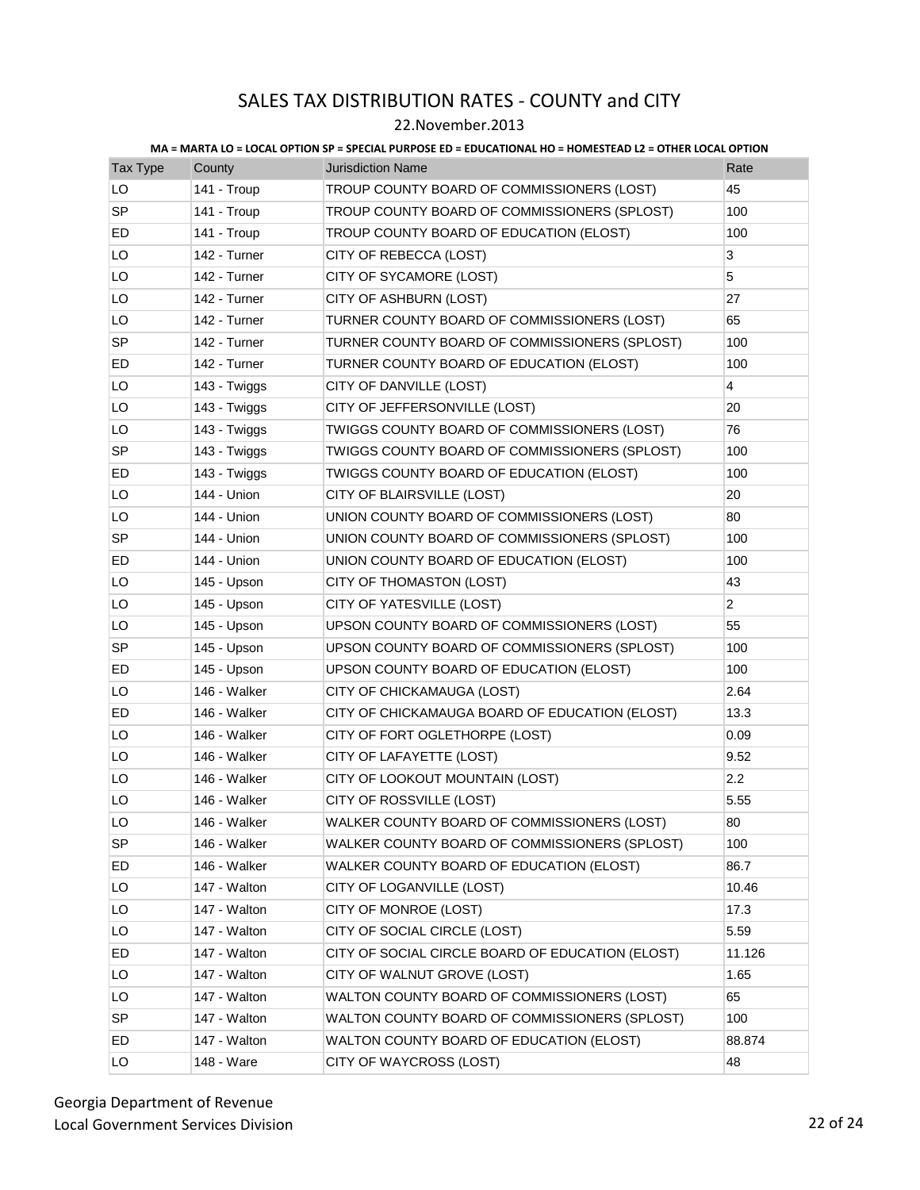# SALES TAX DISTRIBUTION RATES - COUNTY and CITY

22.November.2013

**MA = MARTA LO = LOCAL OPTION SP = SPECIAL PURPOSE ED = EDUCATIONAL HO = HOMESTEAD L2 = OTHER LOCAL OPTION**

| Tax Type | County | Jurisdiction Name | Rate |
|---|---|---|---|
| LO | 141 - Troup | TROUP COUNTY BOARD OF COMMISSIONERS (LOST) | 45 |
| SP | 141 - Troup | TROUP COUNTY BOARD OF COMMISSIONERS (SPLOST) | 100 |
| ED | 141 - Troup | TROUP COUNTY BOARD OF EDUCATION (ELOST) | 100 |
| LO | 142 - Turner | CITY OF REBECCA (LOST) | 3 |
| LO | 142 - Turner | CITY OF SYCAMORE (LOST) | 5 |
| LO | 142 - Turner | CITY OF ASHBURN (LOST) | 27 |
| LO | 142 - Turner | TURNER COUNTY BOARD OF COMMISSIONERS (LOST) | 65 |
| SP | 142 - Turner | TURNER COUNTY BOARD OF COMMISSIONERS (SPLOST) | 100 |
| ED | 142 - Turner | TURNER COUNTY BOARD OF EDUCATION (ELOST) | 100 |
| LO | 143 - Twiggs | CITY OF DANVILLE (LOST) | 4 |
| LO | 143 - Twiggs | CITY OF JEFFERSONVILLE (LOST) | 20 |
| LO | 143 - Twiggs | TWIGGS COUNTY BOARD OF COMMISSIONERS (LOST) | 76 |
| SP | 143 - Twiggs | TWIGGS COUNTY BOARD OF COMMISSIONERS (SPLOST) | 100 |
| ED | 143 - Twiggs | TWIGGS COUNTY BOARD OF EDUCATION (ELOST) | 100 |
| LO | 144 - Union | CITY OF BLAIRSVILLE (LOST) | 20 |
| LO | 144 - Union | UNION COUNTY BOARD OF COMMISSIONERS (LOST) | 80 |
| SP | 144 - Union | UNION COUNTY BOARD OF COMMISSIONERS (SPLOST) | 100 |
| ED | 144 - Union | UNION COUNTY BOARD OF EDUCATION (ELOST) | 100 |
| LO | 145 - Upson | CITY OF THOMASTON (LOST) | 43 |
| LO | 145 - Upson | CITY OF YATESVILLE (LOST) | 2 |
| LO | 145 - Upson | UPSON COUNTY BOARD OF COMMISSIONERS (LOST) | 55 |
| SP | 145 - Upson | UPSON COUNTY BOARD OF COMMISSIONERS (SPLOST) | 100 |
| ED | 145 - Upson | UPSON COUNTY BOARD OF EDUCATION (ELOST) | 100 |
| LO | 146 - Walker | CITY OF CHICKAMAUGA (LOST) | 2.64 |
| ED | 146 - Walker | CITY OF CHICKAMAUGA BOARD OF EDUCATION (ELOST) | 13.3 |
| LO | 146 - Walker | CITY OF FORT OGLETHORPE (LOST) | 0.09 |
| LO | 146 - Walker | CITY OF LAFAYETTE (LOST) | 9.52 |
| LO | 146 - Walker | CITY OF LOOKOUT MOUNTAIN (LOST) | 2.2 |
| LO | 146 - Walker | CITY OF ROSSVILLE (LOST) | 5.55 |
| LO | 146 - Walker | WALKER COUNTY BOARD OF COMMISSIONERS (LOST) | 80 |
| SP | 146 - Walker | WALKER COUNTY BOARD OF COMMISSIONERS (SPLOST) | 100 |
| ED | 146 - Walker | WALKER COUNTY BOARD OF EDUCATION (ELOST) | 86.7 |
| LO | 147 - Walton | CITY OF LOGANVILLE (LOST) | 10.46 |
| LO | 147 - Walton | CITY OF MONROE (LOST) | 17.3 |
| LO | 147 - Walton | CITY OF SOCIAL CIRCLE (LOST) | 5.59 |
| ED | 147 - Walton | CITY OF SOCIAL CIRCLE BOARD OF EDUCATION (ELOST) | 11.126 |
| LO | 147 - Walton | CITY OF WALNUT GROVE (LOST) | 1.65 |
| LO | 147 - Walton | WALTON COUNTY BOARD OF COMMISSIONERS (LOST) | 65 |
| SP | 147 - Walton | WALTON COUNTY BOARD OF COMMISSIONERS (SPLOST) | 100 |
| ED | 147 - Walton | WALTON COUNTY BOARD OF EDUCATION (ELOST) | 88.874 |
| LO | 148 - Ware | CITY OF WAYCROSS (LOST) | 48 |

Georgia Department of Revenue
Local Government Services Division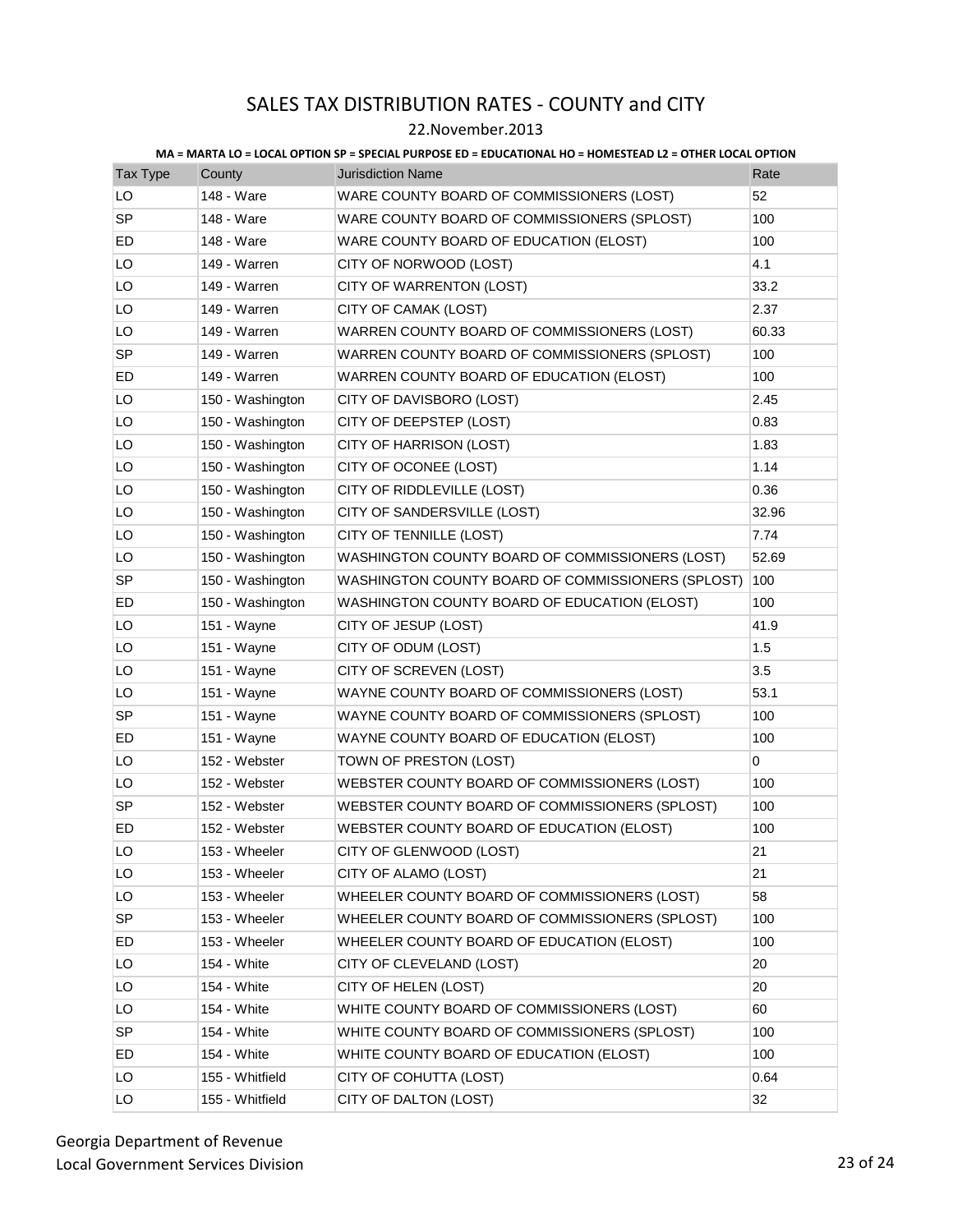# SALES TAX DISTRIBUTION RATES - COUNTY and CITY

22.November.2013

**MA = MARTA LO = LOCAL OPTION SP = SPECIAL PURPOSE ED = EDUCATIONAL HO = HOMESTEAD L2 = OTHER LOCAL OPTION**

| Tax Type | County | Jurisdiction Name | Rate |
|---|---|---|---|
| LO | 148 - Ware | WARE COUNTY BOARD OF COMMISSIONERS (LOST) | 52 |
| SP | 148 - Ware | WARE COUNTY BOARD OF COMMISSIONERS (SPLOST) | 100 |
| ED | 148 - Ware | WARE COUNTY BOARD OF EDUCATION (ELOST) | 100 |
| LO | 149 - Warren | CITY OF NORWOOD (LOST) | 4.1 |
| LO | 149 - Warren | CITY OF WARRENTON (LOST) | 33.2 |
| LO | 149 - Warren | CITY OF CAMAK (LOST) | 2.37 |
| LO | 149 - Warren | WARREN COUNTY BOARD OF COMMISSIONERS (LOST) | 60.33 |
| SP | 149 - Warren | WARREN COUNTY BOARD OF COMMISSIONERS (SPLOST) | 100 |
| ED | 149 - Warren | WARREN COUNTY BOARD OF EDUCATION (ELOST) | 100 |
| LO | 150 - Washington | CITY OF DAVISBORO (LOST) | 2.45 |
| LO | 150 - Washington | CITY OF DEEPSTEP (LOST) | 0.83 |
| LO | 150 - Washington | CITY OF HARRISON (LOST) | 1.83 |
| LO | 150 - Washington | CITY OF OCONEE (LOST) | 1.14 |
| LO | 150 - Washington | CITY OF RIDDLEVILLE (LOST) | 0.36 |
| LO | 150 - Washington | CITY OF SANDERSVILLE (LOST) | 32.96 |
| LO | 150 - Washington | CITY OF TENNILLE (LOST) | 7.74 |
| LO | 150 - Washington | WASHINGTON COUNTY BOARD OF COMMISSIONERS (LOST) | 52.69 |
| SP | 150 - Washington | WASHINGTON COUNTY BOARD OF COMMISSIONERS (SPLOST) | 100 |
| ED | 150 - Washington | WASHINGTON COUNTY BOARD OF EDUCATION (ELOST) | 100 |
| LO | 151 - Wayne | CITY OF JESUP (LOST) | 41.9 |
| LO | 151 - Wayne | CITY OF ODUM (LOST) | 1.5 |
| LO | 151 - Wayne | CITY OF SCREVEN (LOST) | 3.5 |
| LO | 151 - Wayne | WAYNE COUNTY BOARD OF COMMISSIONERS (LOST) | 53.1 |
| SP | 151 - Wayne | WAYNE COUNTY BOARD OF COMMISSIONERS (SPLOST) | 100 |
| ED | 151 - Wayne | WAYNE COUNTY BOARD OF EDUCATION (ELOST) | 100 |
| LO | 152 - Webster | TOWN OF PRESTON (LOST) | 0 |
| LO | 152 - Webster | WEBSTER COUNTY BOARD OF COMMISSIONERS (LOST) | 100 |
| SP | 152 - Webster | WEBSTER COUNTY BOARD OF COMMISSIONERS (SPLOST) | 100 |
| ED | 152 - Webster | WEBSTER COUNTY BOARD OF EDUCATION (ELOST) | 100 |
| LO | 153 - Wheeler | CITY OF GLENWOOD (LOST) | 21 |
| LO | 153 - Wheeler | CITY OF ALAMO (LOST) | 21 |
| LO | 153 - Wheeler | WHEELER COUNTY BOARD OF COMMISSIONERS (LOST) | 58 |
| SP | 153 - Wheeler | WHEELER COUNTY BOARD OF COMMISSIONERS (SPLOST) | 100 |
| ED | 153 - Wheeler | WHEELER COUNTY BOARD OF EDUCATION (ELOST) | 100 |
| LO | 154 - White | CITY OF CLEVELAND (LOST) | 20 |
| LO | 154 - White | CITY OF HELEN (LOST) | 20 |
| LO | 154 - White | WHITE COUNTY BOARD OF COMMISSIONERS (LOST) | 60 |
| SP | 154 - White | WHITE COUNTY BOARD OF COMMISSIONERS (SPLOST) | 100 |
| ED | 154 - White | WHITE COUNTY BOARD OF EDUCATION (ELOST) | 100 |
| LO | 155 - Whitfield | CITY OF COHUTTA (LOST) | 0.64 |
| LO | 155 - Whitfield | CITY OF DALTON (LOST) | 32 |

Georgia Department of Revenue
Local Government Services Division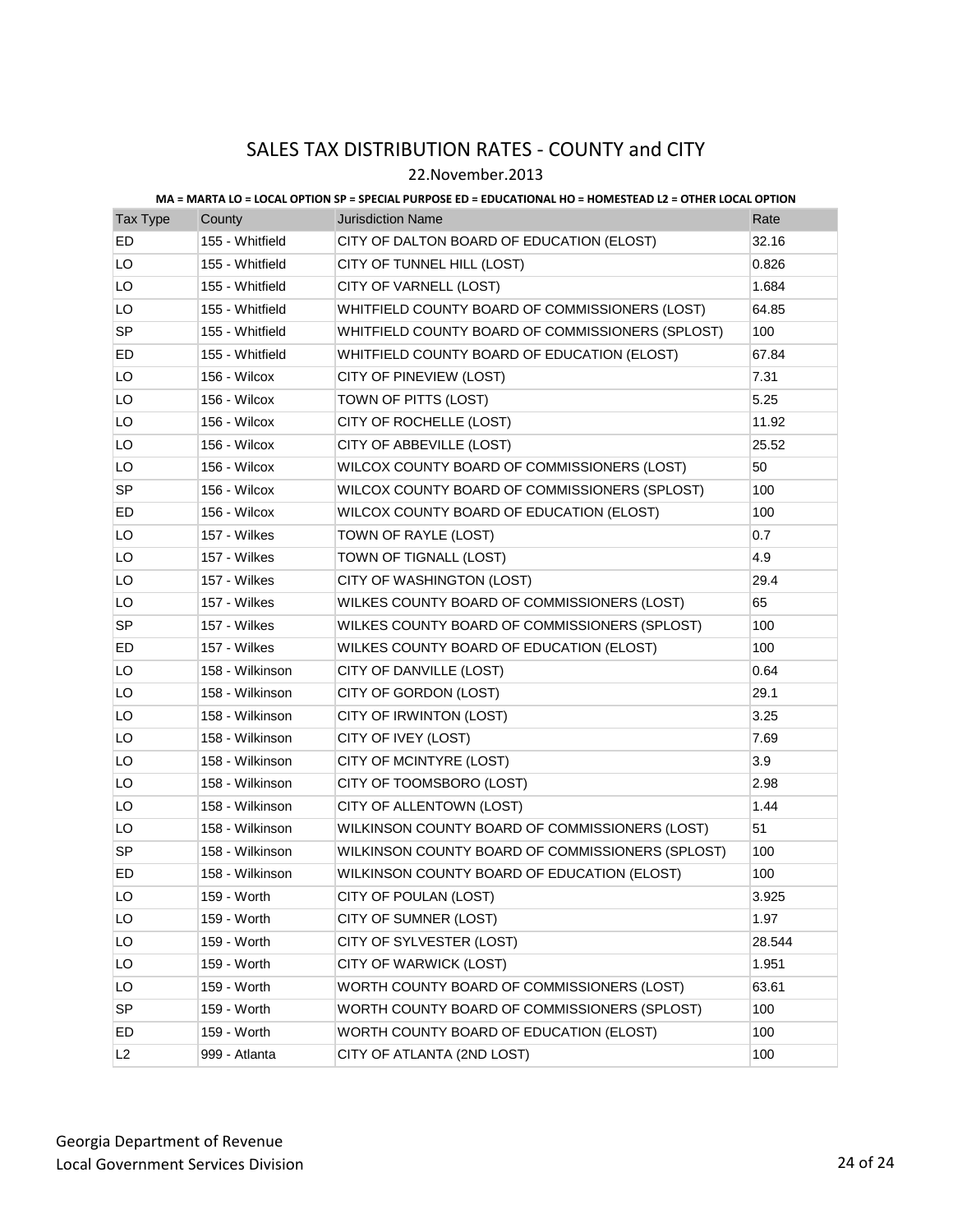# SALES TAX DISTRIBUTION RATES - COUNTY and CITY

22.November.2013

**MA = MARTA LO = LOCAL OPTION SP = SPECIAL PURPOSE ED = EDUCATIONAL HO = HOMESTEAD L2 = OTHER LOCAL OPTION**

| Tax Type | County | Jurisdiction Name | Rate |
|---|---|---|---|
| ED | 155 - Whitfield | CITY OF DALTON BOARD OF EDUCATION (ELOST) | 32.16 |
| LO | 155 - Whitfield | CITY OF TUNNEL HILL (LOST) | 0.826 |
| LO | 155 - Whitfield | CITY OF VARNELL (LOST) | 1.684 |
| LO | 155 - Whitfield | WHITFIELD COUNTY BOARD OF COMMISSIONERS (LOST) | 64.85 |
| SP | 155 - Whitfield | WHITFIELD COUNTY BOARD OF COMMISSIONERS (SPLOST) | 100 |
| ED | 155 - Whitfield | WHITFIELD COUNTY BOARD OF EDUCATION (ELOST) | 67.84 |
| LO | 156 - Wilcox | CITY OF PINEVIEW (LOST) | 7.31 |
| LO | 156 - Wilcox | TOWN OF PITTS (LOST) | 5.25 |
| LO | 156 - Wilcox | CITY OF ROCHELLE (LOST) | 11.92 |
| LO | 156 - Wilcox | CITY OF ABBEVILLE (LOST) | 25.52 |
| LO | 156 - Wilcox | WILCOX COUNTY BOARD OF COMMISSIONERS (LOST) | 50 |
| SP | 156 - Wilcox | WILCOX COUNTY BOARD OF COMMISSIONERS (SPLOST) | 100 |
| ED | 156 - Wilcox | WILCOX COUNTY BOARD OF EDUCATION (ELOST) | 100 |
| LO | 157 - Wilkes | TOWN OF RAYLE (LOST) | 0.7 |
| LO | 157 - Wilkes | TOWN OF TIGNALL (LOST) | 4.9 |
| LO | 157 - Wilkes | CITY OF WASHINGTON (LOST) | 29.4 |
| LO | 157 - Wilkes | WILKES COUNTY BOARD OF COMMISSIONERS (LOST) | 65 |
| SP | 157 - Wilkes | WILKES COUNTY BOARD OF COMMISSIONERS (SPLOST) | 100 |
| ED | 157 - Wilkes | WILKES COUNTY BOARD OF EDUCATION (ELOST) | 100 |
| LO | 158 - Wilkinson | CITY OF DANVILLE (LOST) | 0.64 |
| LO | 158 - Wilkinson | CITY OF GORDON (LOST) | 29.1 |
| LO | 158 - Wilkinson | CITY OF IRWINTON (LOST) | 3.25 |
| LO | 158 - Wilkinson | CITY OF IVEY (LOST) | 7.69 |
| LO | 158 - Wilkinson | CITY OF MCINTYRE (LOST) | 3.9 |
| LO | 158 - Wilkinson | CITY OF TOOMSBORO (LOST) | 2.98 |
| LO | 158 - Wilkinson | CITY OF ALLENTOWN (LOST) | 1.44 |
| LO | 158 - Wilkinson | WILKINSON COUNTY BOARD OF COMMISSIONERS (LOST) | 51 |
| SP | 158 - Wilkinson | WILKINSON COUNTY BOARD OF COMMISSIONERS (SPLOST) | 100 |
| ED | 158 - Wilkinson | WILKINSON COUNTY BOARD OF EDUCATION (ELOST) | 100 |
| LO | 159 - Worth | CITY OF POULAN (LOST) | 3.925 |
| LO | 159 - Worth | CITY OF SUMNER (LOST) | 1.97 |
| LO | 159 - Worth | CITY OF SYLVESTER (LOST) | 28.544 |
| LO | 159 - Worth | CITY OF WARWICK (LOST) | 1.951 |
| LO | 159 - Worth | WORTH COUNTY BOARD OF COMMISSIONERS (LOST) | 63.61 |
| SP | 159 - Worth | WORTH COUNTY BOARD OF COMMISSIONERS (SPLOST) | 100 |
| ED | 159 - Worth | WORTH COUNTY BOARD OF EDUCATION (ELOST) | 100 |
| L2 | 999 - Atlanta | CITY OF ATLANTA (2ND LOST) | 100 |

Georgia Department of Revenue
Local Government Services Division